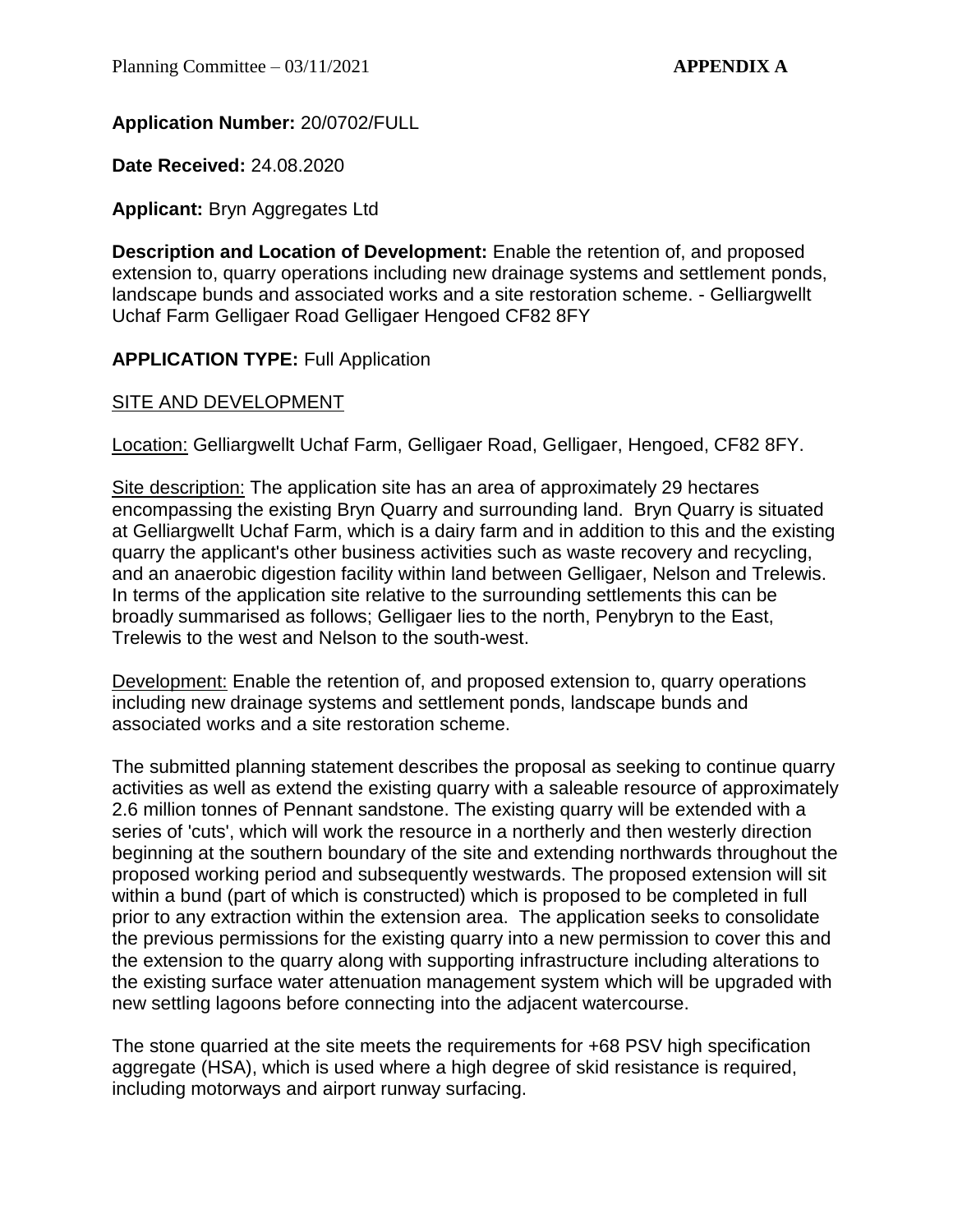**Application Number:** 20/0702/FULL

**Date Received:** 24.08.2020

**Applicant:** Bryn Aggregates Ltd

**Description and Location of Development:** Enable the retention of, and proposed extension to, quarry operations including new drainage systems and settlement ponds, landscape bunds and associated works and a site restoration scheme. - Gelliargwellt Uchaf Farm Gelligaer Road Gelligaer Hengoed CF82 8FY

**APPLICATION TYPE:** Full Application

## SITE AND DEVELOPMENT

Location: Gelliargwellt Uchaf Farm, Gelligaer Road, Gelligaer, Hengoed, CF82 8FY.

Site description: The application site has an area of approximately 29 hectares encompassing the existing Bryn Quarry and surrounding land. Bryn Quarry is situated at Gelliargwellt Uchaf Farm, which is a dairy farm and in addition to this and the existing quarry the applicant's other business activities such as waste recovery and recycling, and an anaerobic digestion facility within land between Gelligaer, Nelson and Trelewis. In terms of the application site relative to the surrounding settlements this can be broadly summarised as follows; Gelligaer lies to the north, Penybryn to the East, Trelewis to the west and Nelson to the south-west.

Development: Enable the retention of, and proposed extension to, quarry operations including new drainage systems and settlement ponds, landscape bunds and associated works and a site restoration scheme.

The submitted planning statement describes the proposal as seeking to continue quarry activities as well as extend the existing quarry with a saleable resource of approximately 2.6 million tonnes of Pennant sandstone. The existing quarry will be extended with a series of 'cuts', which will work the resource in a northerly and then westerly direction beginning at the southern boundary of the site and extending northwards throughout the proposed working period and subsequently westwards. The proposed extension will sit within a bund (part of which is constructed) which is proposed to be completed in full prior to any extraction within the extension area. The application seeks to consolidate the previous permissions for the existing quarry into a new permission to cover this and the extension to the quarry along with supporting infrastructure including alterations to the existing surface water attenuation management system which will be upgraded with new settling lagoons before connecting into the adjacent watercourse.

The stone quarried at the site meets the requirements for +68 PSV high specification aggregate (HSA), which is used where a high degree of skid resistance is required, including motorways and airport runway surfacing.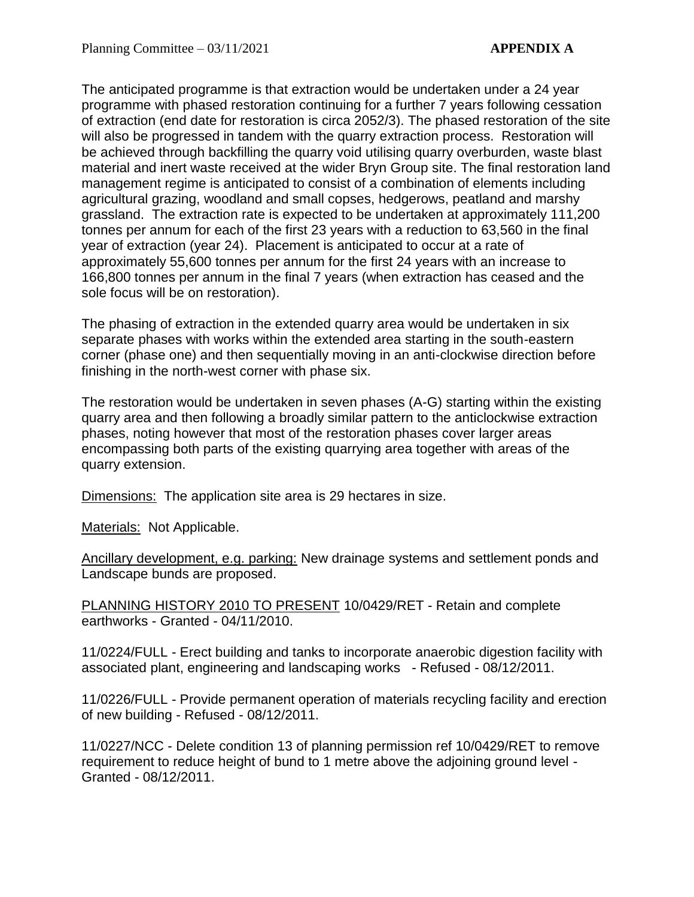The anticipated programme is that extraction would be undertaken under a 24 year programme with phased restoration continuing for a further 7 years following cessation of extraction (end date for restoration is circa 2052/3). The phased restoration of the site will also be progressed in tandem with the quarry extraction process. Restoration will be achieved through backfilling the quarry void utilising quarry overburden, waste blast material and inert waste received at the wider Bryn Group site. The final restoration land management regime is anticipated to consist of a combination of elements including agricultural grazing, woodland and small copses, hedgerows, peatland and marshy grassland. The extraction rate is expected to be undertaken at approximately 111,200 tonnes per annum for each of the first 23 years with a reduction to 63,560 in the final year of extraction (year 24). Placement is anticipated to occur at a rate of approximately 55,600 tonnes per annum for the first 24 years with an increase to 166,800 tonnes per annum in the final 7 years (when extraction has ceased and the sole focus will be on restoration).

The phasing of extraction in the extended quarry area would be undertaken in six separate phases with works within the extended area starting in the south-eastern corner (phase one) and then sequentially moving in an anti-clockwise direction before finishing in the north-west corner with phase six.

The restoration would be undertaken in seven phases (A-G) starting within the existing quarry area and then following a broadly similar pattern to the anticlockwise extraction phases, noting however that most of the restoration phases cover larger areas encompassing both parts of the existing quarrying area together with areas of the quarry extension.

Dimensions: The application site area is 29 hectares in size.

Materials: Not Applicable.

Ancillary development, e.g. parking: New drainage systems and settlement ponds and Landscape bunds are proposed.

PLANNING HISTORY 2010 TO PRESENT 10/0429/RET - Retain and complete earthworks - Granted - 04/11/2010.

11/0224/FULL - Erect building and tanks to incorporate anaerobic digestion facility with associated plant, engineering and landscaping works - Refused - 08/12/2011.

11/0226/FULL - Provide permanent operation of materials recycling facility and erection of new building - Refused - 08/12/2011.

11/0227/NCC - Delete condition 13 of planning permission ref 10/0429/RET to remove requirement to reduce height of bund to 1 metre above the adjoining ground level - Granted - 08/12/2011.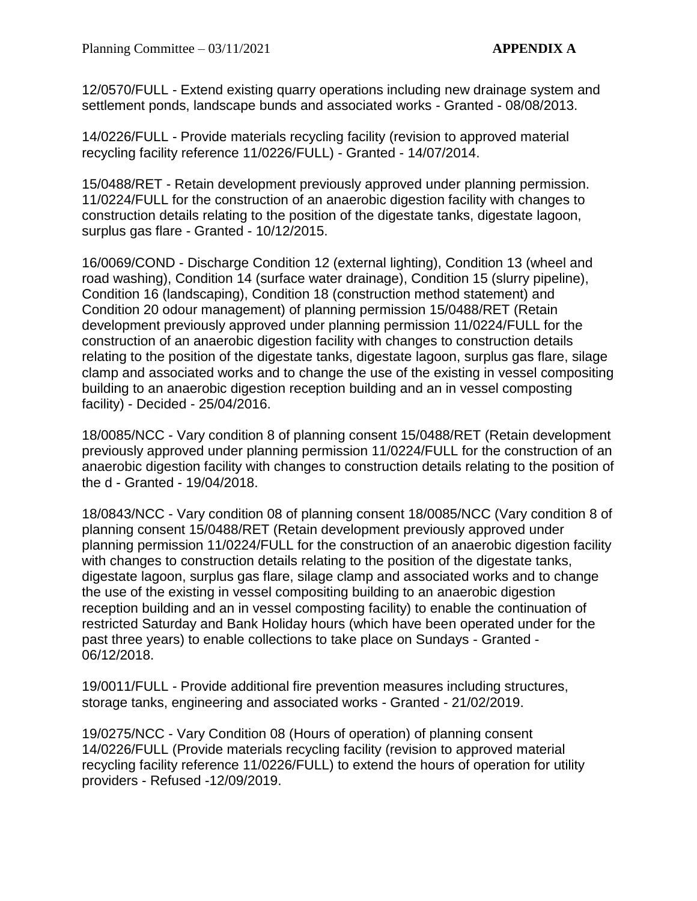12/0570/FULL - Extend existing quarry operations including new drainage system and settlement ponds, landscape bunds and associated works - Granted - 08/08/2013.

14/0226/FULL - Provide materials recycling facility (revision to approved material recycling facility reference 11/0226/FULL) - Granted - 14/07/2014.

15/0488/RET - Retain development previously approved under planning permission. 11/0224/FULL for the construction of an anaerobic digestion facility with changes to construction details relating to the position of the digestate tanks, digestate lagoon, surplus gas flare - Granted - 10/12/2015.

16/0069/COND - Discharge Condition 12 (external lighting), Condition 13 (wheel and road washing), Condition 14 (surface water drainage), Condition 15 (slurry pipeline), Condition 16 (landscaping), Condition 18 (construction method statement) and Condition 20 odour management) of planning permission 15/0488/RET (Retain development previously approved under planning permission 11/0224/FULL for the construction of an anaerobic digestion facility with changes to construction details relating to the position of the digestate tanks, digestate lagoon, surplus gas flare, silage clamp and associated works and to change the use of the existing in vessel compositing building to an anaerobic digestion reception building and an in vessel composting facility) - Decided - 25/04/2016.

18/0085/NCC - Vary condition 8 of planning consent 15/0488/RET (Retain development previously approved under planning permission 11/0224/FULL for the construction of an anaerobic digestion facility with changes to construction details relating to the position of the d - Granted - 19/04/2018.

18/0843/NCC - Vary condition 08 of planning consent 18/0085/NCC (Vary condition 8 of planning consent 15/0488/RET (Retain development previously approved under planning permission 11/0224/FULL for the construction of an anaerobic digestion facility with changes to construction details relating to the position of the digestate tanks, digestate lagoon, surplus gas flare, silage clamp and associated works and to change the use of the existing in vessel compositing building to an anaerobic digestion reception building and an in vessel composting facility) to enable the continuation of restricted Saturday and Bank Holiday hours (which have been operated under for the past three years) to enable collections to take place on Sundays - Granted - 06/12/2018.

19/0011/FULL - Provide additional fire prevention measures including structures, storage tanks, engineering and associated works - Granted - 21/02/2019.

19/0275/NCC - Vary Condition 08 (Hours of operation) of planning consent 14/0226/FULL (Provide materials recycling facility (revision to approved material recycling facility reference 11/0226/FULL) to extend the hours of operation for utility providers - Refused -12/09/2019.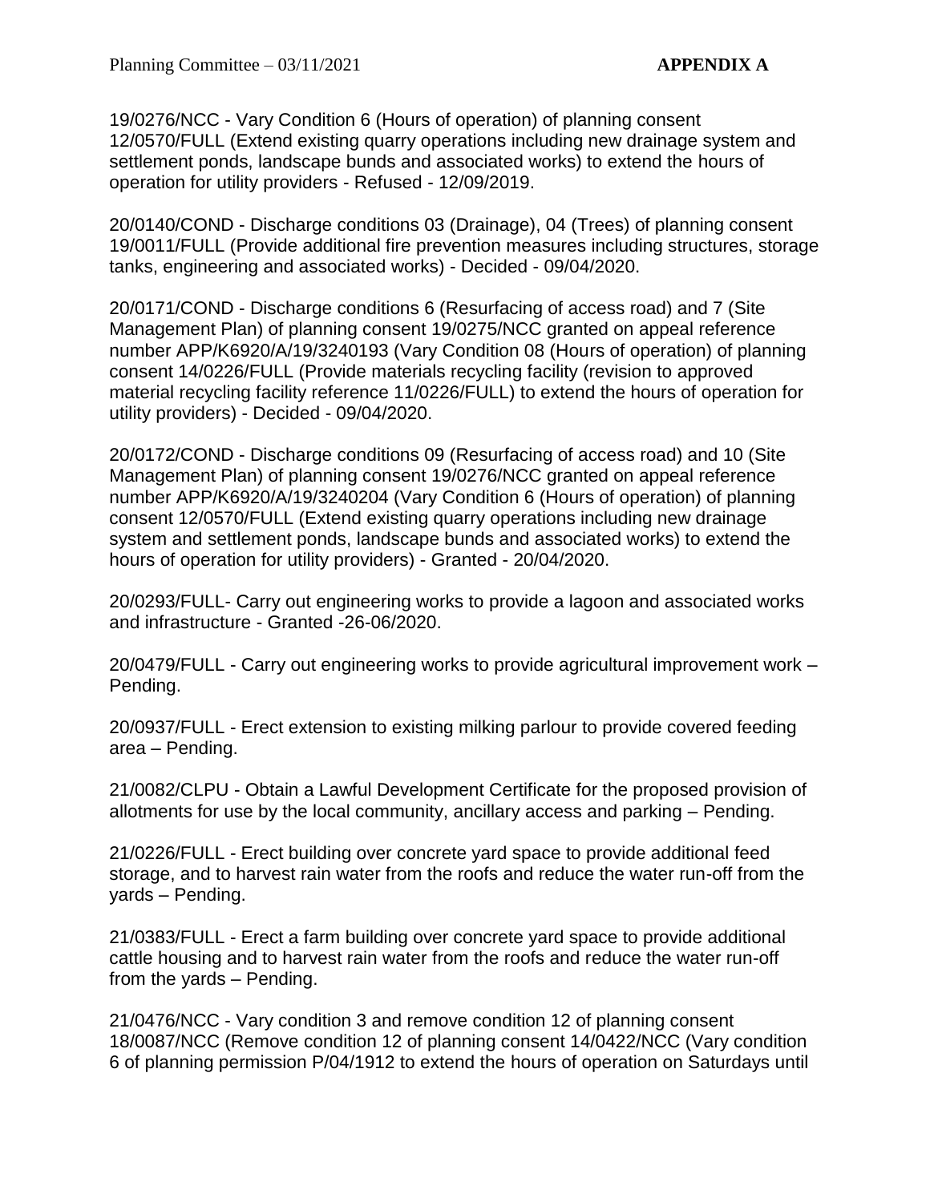19/0276/NCC - Vary Condition 6 (Hours of operation) of planning consent 12/0570/FULL (Extend existing quarry operations including new drainage system and settlement ponds, landscape bunds and associated works) to extend the hours of operation for utility providers - Refused - 12/09/2019.

20/0140/COND - Discharge conditions 03 (Drainage), 04 (Trees) of planning consent 19/0011/FULL (Provide additional fire prevention measures including structures, storage tanks, engineering and associated works) - Decided - 09/04/2020.

20/0171/COND - Discharge conditions 6 (Resurfacing of access road) and 7 (Site Management Plan) of planning consent 19/0275/NCC granted on appeal reference number APP/K6920/A/19/3240193 (Vary Condition 08 (Hours of operation) of planning consent 14/0226/FULL (Provide materials recycling facility (revision to approved material recycling facility reference 11/0226/FULL) to extend the hours of operation for utility providers) - Decided - 09/04/2020.

20/0172/COND - Discharge conditions 09 (Resurfacing of access road) and 10 (Site Management Plan) of planning consent 19/0276/NCC granted on appeal reference number APP/K6920/A/19/3240204 (Vary Condition 6 (Hours of operation) of planning consent 12/0570/FULL (Extend existing quarry operations including new drainage system and settlement ponds, landscape bunds and associated works) to extend the hours of operation for utility providers) - Granted - 20/04/2020.

20/0293/FULL- Carry out engineering works to provide a lagoon and associated works and infrastructure - Granted -26-06/2020.

20/0479/FULL - Carry out engineering works to provide agricultural improvement work – Pending.

20/0937/FULL - Erect extension to existing milking parlour to provide covered feeding area – Pending.

21/0082/CLPU - Obtain a Lawful Development Certificate for the proposed provision of allotments for use by the local community, ancillary access and parking – Pending.

21/0226/FULL - Erect building over concrete yard space to provide additional feed storage, and to harvest rain water from the roofs and reduce the water run-off from the yards – Pending.

21/0383/FULL - Erect a farm building over concrete yard space to provide additional cattle housing and to harvest rain water from the roofs and reduce the water run-off from the yards – Pending.

21/0476/NCC - Vary condition 3 and remove condition 12 of planning consent 18/0087/NCC (Remove condition 12 of planning consent 14/0422/NCC (Vary condition 6 of planning permission P/04/1912 to extend the hours of operation on Saturdays until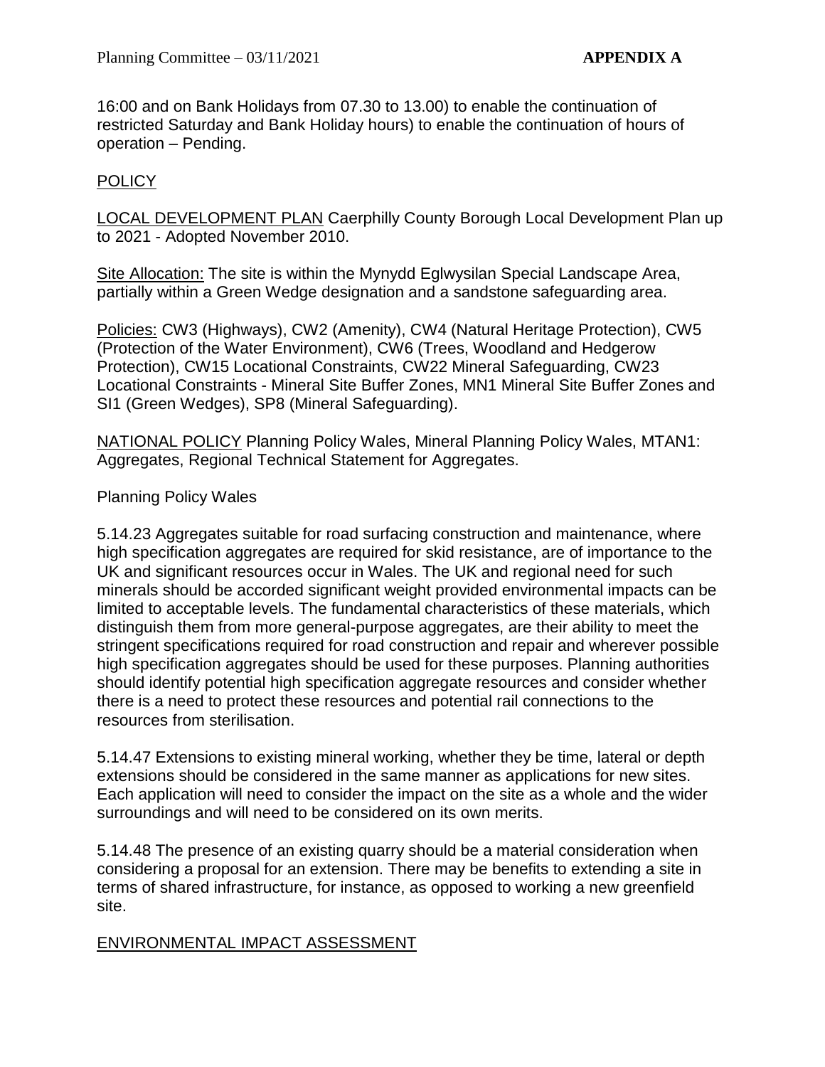16:00 and on Bank Holidays from 07.30 to 13.00) to enable the continuation of restricted Saturday and Bank Holiday hours) to enable the continuation of hours of operation – Pending.

## POLICY

LOCAL DEVELOPMENT PLAN Caerphilly County Borough Local Development Plan up to 2021 - Adopted November 2010.

Site Allocation: The site is within the Mynydd Eglwysilan Special Landscape Area, partially within a Green Wedge designation and a sandstone safeguarding area.

Policies: CW3 (Highways), CW2 (Amenity), CW4 (Natural Heritage Protection), CW5 (Protection of the Water Environment), CW6 (Trees, Woodland and Hedgerow Protection), CW15 Locational Constraints, CW22 Mineral Safeguarding, CW23 Locational Constraints - Mineral Site Buffer Zones, MN1 Mineral Site Buffer Zones and SI1 (Green Wedges), SP8 (Mineral Safeguarding).

NATIONAL POLICY Planning Policy Wales, Mineral Planning Policy Wales, MTAN1: Aggregates, Regional Technical Statement for Aggregates.

Planning Policy Wales

5.14.23 Aggregates suitable for road surfacing construction and maintenance, where high specification aggregates are required for skid resistance, are of importance to the UK and significant resources occur in Wales. The UK and regional need for such minerals should be accorded significant weight provided environmental impacts can be limited to acceptable levels. The fundamental characteristics of these materials, which distinguish them from more general-purpose aggregates, are their ability to meet the stringent specifications required for road construction and repair and wherever possible high specification aggregates should be used for these purposes. Planning authorities should identify potential high specification aggregate resources and consider whether there is a need to protect these resources and potential rail connections to the resources from sterilisation.

5.14.47 Extensions to existing mineral working, whether they be time, lateral or depth extensions should be considered in the same manner as applications for new sites. Each application will need to consider the impact on the site as a whole and the wider surroundings and will need to be considered on its own merits.

5.14.48 The presence of an existing quarry should be a material consideration when considering a proposal for an extension. There may be benefits to extending a site in terms of shared infrastructure, for instance, as opposed to working a new greenfield site.

## ENVIRONMENTAL IMPACT ASSESSMENT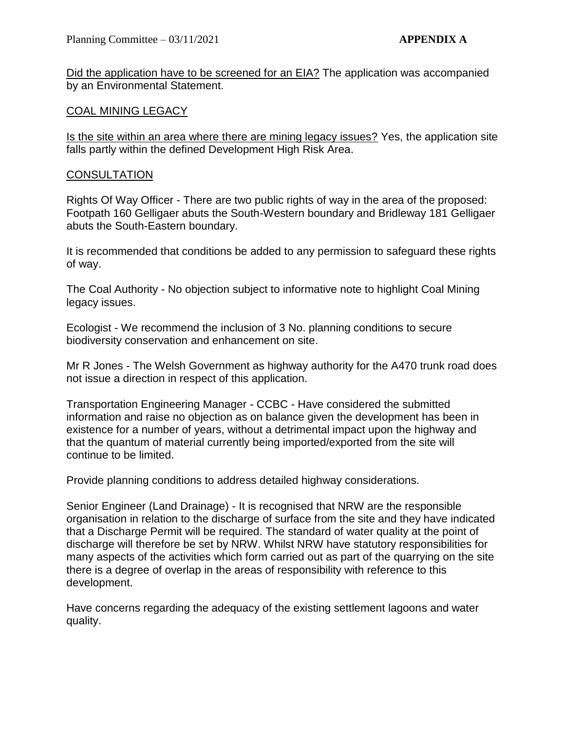Did the application have to be screened for an EIA? The application was accompanied by an Environmental Statement.

## COAL MINING LEGACY

Is the site within an area where there are mining legacy issues? Yes, the application site falls partly within the defined Development High Risk Area.

## CONSULTATION

Rights Of Way Officer - There are two public rights of way in the area of the proposed: Footpath 160 Gelligaer abuts the South-Western boundary and Bridleway 181 Gelligaer abuts the South-Eastern boundary.

It is recommended that conditions be added to any permission to safeguard these rights of way.

The Coal Authority - No objection subject to informative note to highlight Coal Mining legacy issues.

Ecologist - We recommend the inclusion of 3 No. planning conditions to secure biodiversity conservation and enhancement on site.

Mr R Jones - The Welsh Government as highway authority for the A470 trunk road does not issue a direction in respect of this application.

Transportation Engineering Manager - CCBC - Have considered the submitted information and raise no objection as on balance given the development has been in existence for a number of years, without a detrimental impact upon the highway and that the quantum of material currently being imported/exported from the site will continue to be limited.

Provide planning conditions to address detailed highway considerations.

Senior Engineer (Land Drainage) - It is recognised that NRW are the responsible organisation in relation to the discharge of surface from the site and they have indicated that a Discharge Permit will be required. The standard of water quality at the point of discharge will therefore be set by NRW. Whilst NRW have statutory responsibilities for many aspects of the activities which form carried out as part of the quarrying on the site there is a degree of overlap in the areas of responsibility with reference to this development.

Have concerns regarding the adequacy of the existing settlement lagoons and water quality.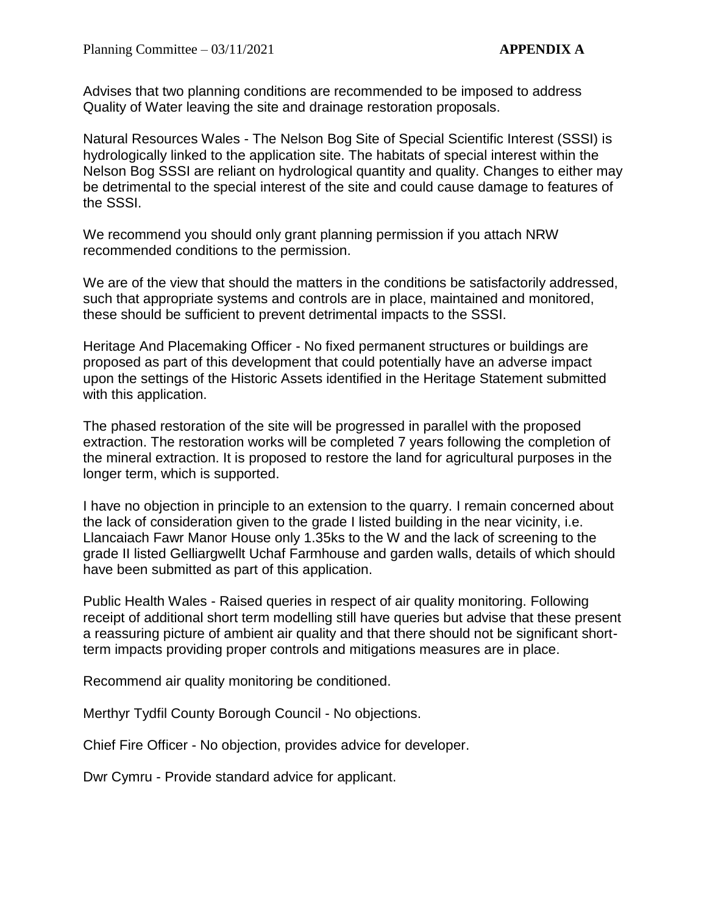Advises that two planning conditions are recommended to be imposed to address Quality of Water leaving the site and drainage restoration proposals.

Natural Resources Wales - The Nelson Bog Site of Special Scientific Interest (SSSI) is hydrologically linked to the application site. The habitats of special interest within the Nelson Bog SSSI are reliant on hydrological quantity and quality. Changes to either may be detrimental to the special interest of the site and could cause damage to features of the SSSI.

We recommend you should only grant planning permission if you attach NRW recommended conditions to the permission.

We are of the view that should the matters in the conditions be satisfactorily addressed, such that appropriate systems and controls are in place, maintained and monitored, these should be sufficient to prevent detrimental impacts to the SSSI.

Heritage And Placemaking Officer - No fixed permanent structures or buildings are proposed as part of this development that could potentially have an adverse impact upon the settings of the Historic Assets identified in the Heritage Statement submitted with this application.

The phased restoration of the site will be progressed in parallel with the proposed extraction. The restoration works will be completed 7 years following the completion of the mineral extraction. It is proposed to restore the land for agricultural purposes in the longer term, which is supported.

I have no objection in principle to an extension to the quarry. I remain concerned about the lack of consideration given to the grade I listed building in the near vicinity, i.e. Llancaiach Fawr Manor House only 1.35ks to the W and the lack of screening to the grade II listed Gelliargwellt Uchaf Farmhouse and garden walls, details of which should have been submitted as part of this application.

Public Health Wales - Raised queries in respect of air quality monitoring. Following receipt of additional short term modelling still have queries but advise that these present a reassuring picture of ambient air quality and that there should not be significant short-term impacts providing proper controls and mitigations measures are in place.

Recommend air quality monitoring be conditioned.

Merthyr Tydfil County Borough Council - No objections.

Chief Fire Officer - No objection, provides advice for developer.

Dwr Cymru - Provide standard advice for applicant.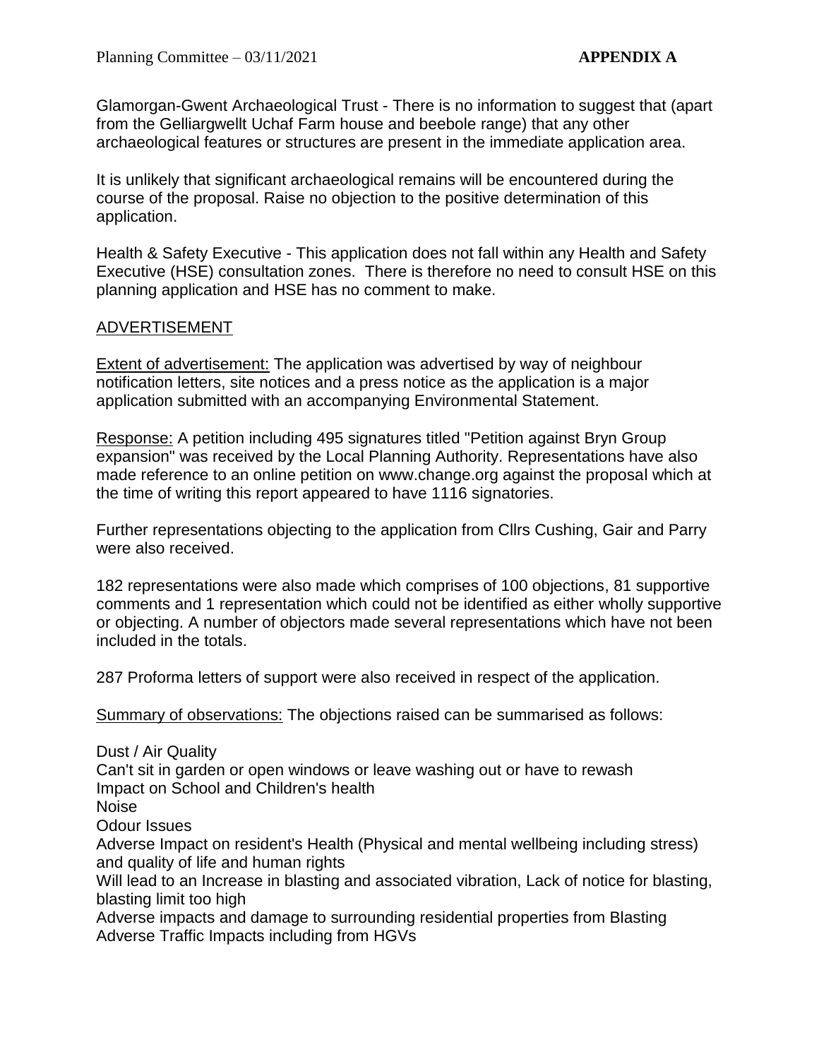Glamorgan-Gwent Archaeological Trust - There is no information to suggest that (apart from the Gelliargwellt Uchaf Farm house and beebole range) that any other archaeological features or structures are present in the immediate application area.

It is unlikely that significant archaeological remains will be encountered during the course of the proposal. Raise no objection to the positive determination of this application.

Health & Safety Executive - This application does not fall within any Health and Safety Executive (HSE) consultation zones. There is therefore no need to consult HSE on this planning application and HSE has no comment to make.

ADVERTISEMENT

Extent of advertisement: The application was advertised by way of neighbour notification letters, site notices and a press notice as the application is a major application submitted with an accompanying Environmental Statement.

Response: A petition including 495 signatures titled "Petition against Bryn Group expansion" was received by the Local Planning Authority. Representations have also made reference to an online petition on www.change.org against the proposal which at the time of writing this report appeared to have 1116 signatories.

Further representations objecting to the application from Cllrs Cushing, Gair and Parry were also received.

182 representations were also made which comprises of 100 objections, 81 supportive comments and 1 representation which could not be identified as either wholly supportive or objecting. A number of objectors made several representations which have not been included in the totals.

287 Proforma letters of support were also received in respect of the application.

Summary of observations: The objections raised can be summarised as follows:

Dust / Air Quality  
Can't sit in garden or open windows or leave washing out or have to rewash  
Impact on School and Children's health  
Noise  
Odour Issues  
Adverse Impact on resident's Health (Physical and mental wellbeing including stress) and quality of life and human rights  
Will lead to an Increase in blasting and associated vibration, Lack of notice for blasting, blasting limit too high  
Adverse impacts and damage to surrounding residential properties from Blasting  
Adverse Traffic Impacts including from HGVs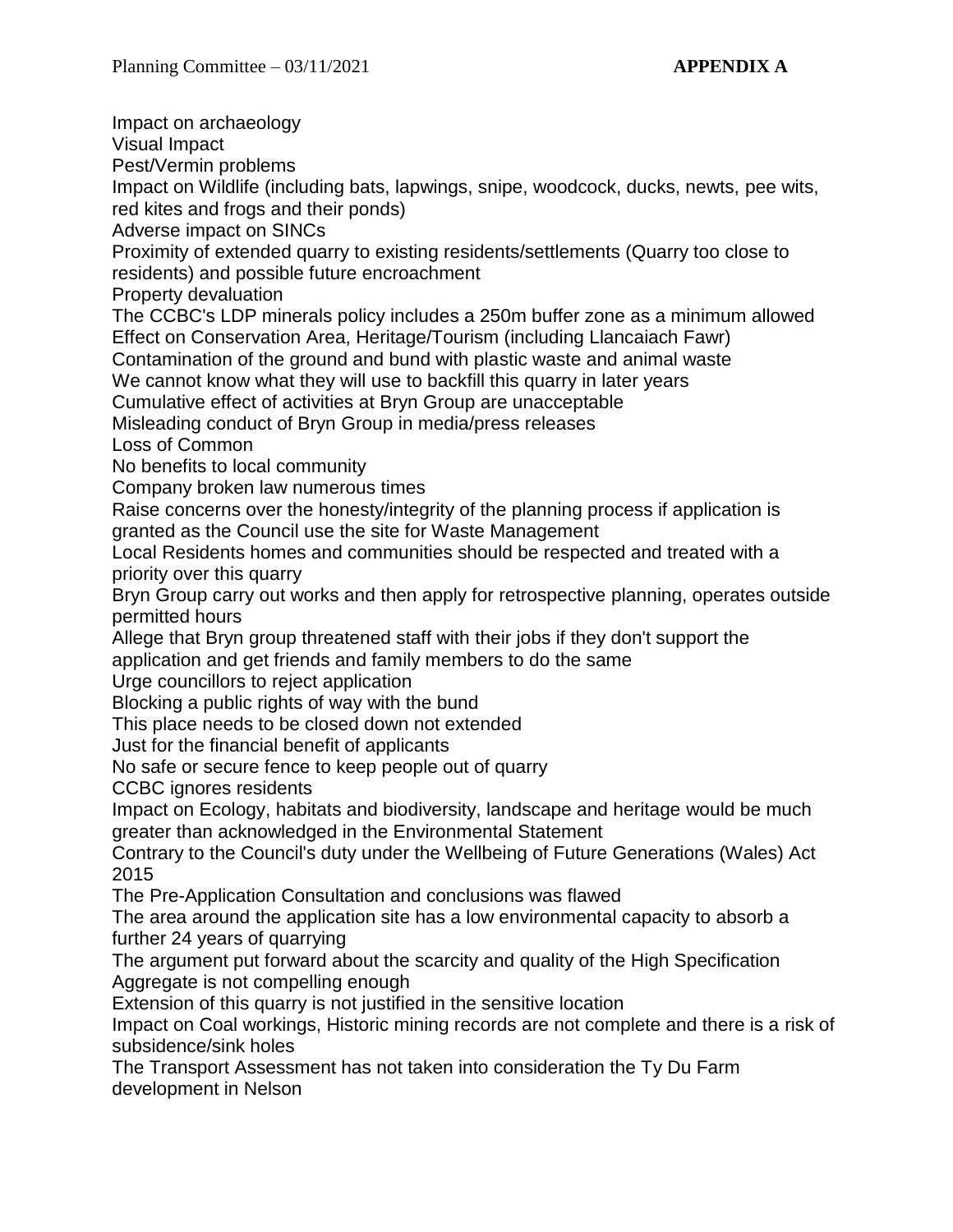Impact on archaeology

Visual Impact

Pest/Vermin problems

Impact on Wildlife (including bats, lapwings, snipe, woodcock, ducks, newts, pee wits, red kites and frogs and their ponds)

Adverse impact on SINCs

Proximity of extended quarry to existing residents/settlements (Quarry too close to residents) and possible future encroachment

Property devaluation

The CCBC's LDP minerals policy includes a 250m buffer zone as a minimum allowed

Effect on Conservation Area, Heritage/Tourism (including Llancaiach Fawr)

Contamination of the ground and bund with plastic waste and animal waste

We cannot know what they will use to backfill this quarry in later years

Cumulative effect of activities at Bryn Group are unacceptable

Misleading conduct of Bryn Group in media/press releases

Loss of Common

No benefits to local community

Company broken law numerous times

Raise concerns over the honesty/integrity of the planning process if application is granted as the Council use the site for Waste Management

Local Residents homes and communities should be respected and treated with a priority over this quarry

Bryn Group carry out works and then apply for retrospective planning, operates outside permitted hours

Allege that Bryn group threatened staff with their jobs if they don't support the application and get friends and family members to do the same

Urge councillors to reject application

Blocking a public rights of way with the bund

This place needs to be closed down not extended

Just for the financial benefit of applicants

No safe or secure fence to keep people out of quarry

CCBC ignores residents

Impact on Ecology, habitats and biodiversity, landscape and heritage would be much greater than acknowledged in the Environmental Statement

Contrary to the Council's duty under the Wellbeing of Future Generations (Wales) Act 2015

The Pre-Application Consultation and conclusions was flawed

The area around the application site has a low environmental capacity to absorb a further 24 years of quarrying

The argument put forward about the scarcity and quality of the High Specification Aggregate is not compelling enough

Extension of this quarry is not justified in the sensitive location

Impact on Coal workings, Historic mining records are not complete and there is a risk of subsidence/sink holes

The Transport Assessment has not taken into consideration the Ty Du Farm development in Nelson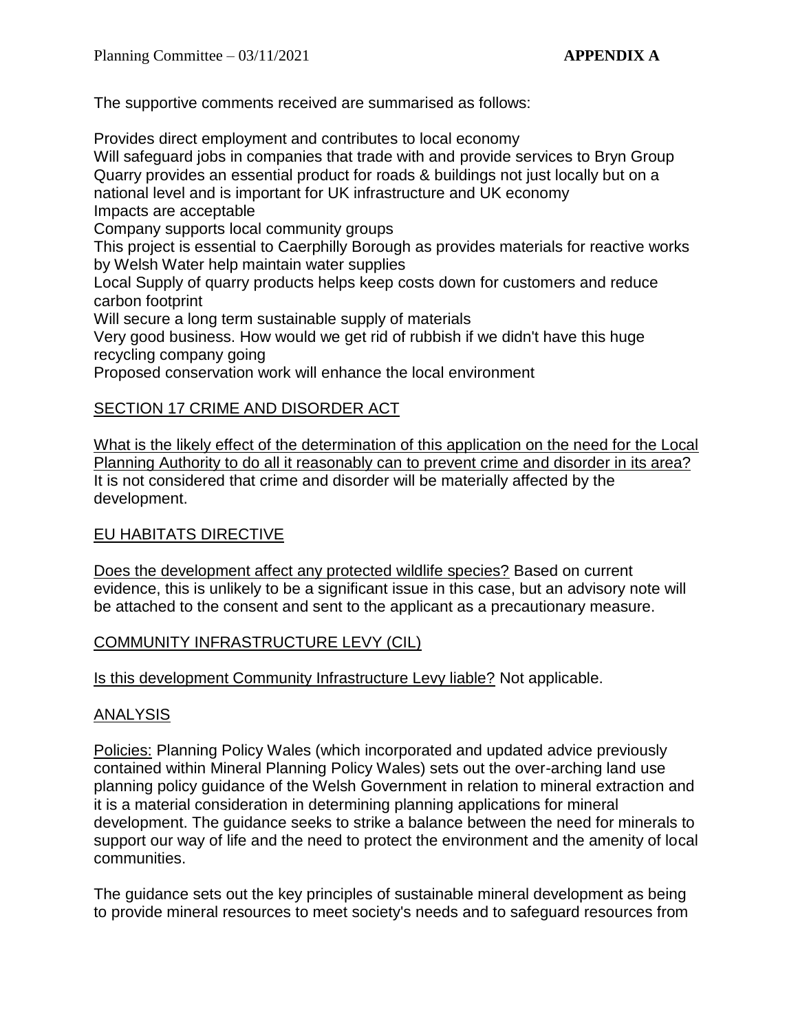The supportive comments received are summarised as follows:

Provides direct employment and contributes to local economy
Will safeguard jobs in companies that trade with and provide services to Bryn Group
Quarry provides an essential product for roads & buildings not just locally but on a national level and is important for UK infrastructure and UK economy
Impacts are acceptable
Company supports local community groups
This project is essential to Caerphilly Borough as provides materials for reactive works by Welsh Water help maintain water supplies
Local Supply of quarry products helps keep costs down for customers and reduce carbon footprint
Will secure a long term sustainable supply of materials
Very good business. How would we get rid of rubbish if we didn't have this huge recycling company going
Proposed conservation work will enhance the local environment

## SECTION 17 CRIME AND DISORDER ACT

What is the likely effect of the determination of this application on the need for the Local Planning Authority to do all it reasonably can to prevent crime and disorder in its area? It is not considered that crime and disorder will be materially affected by the development.

## EU HABITATS DIRECTIVE

Does the development affect any protected wildlife species? Based on current evidence, this is unlikely to be a significant issue in this case, but an advisory note will be attached to the consent and sent to the applicant as a precautionary measure.

## COMMUNITY INFRASTRUCTURE LEVY (CIL)

Is this development Community Infrastructure Levy liable? Not applicable.

## ANALYSIS

Policies: Planning Policy Wales (which incorporated and updated advice previously contained within Mineral Planning Policy Wales) sets out the over-arching land use planning policy guidance of the Welsh Government in relation to mineral extraction and it is a material consideration in determining planning applications for mineral development. The guidance seeks to strike a balance between the need for minerals to support our way of life and the need to protect the environment and the amenity of local communities.

The guidance sets out the key principles of sustainable mineral development as being to provide mineral resources to meet society's needs and to safeguard resources from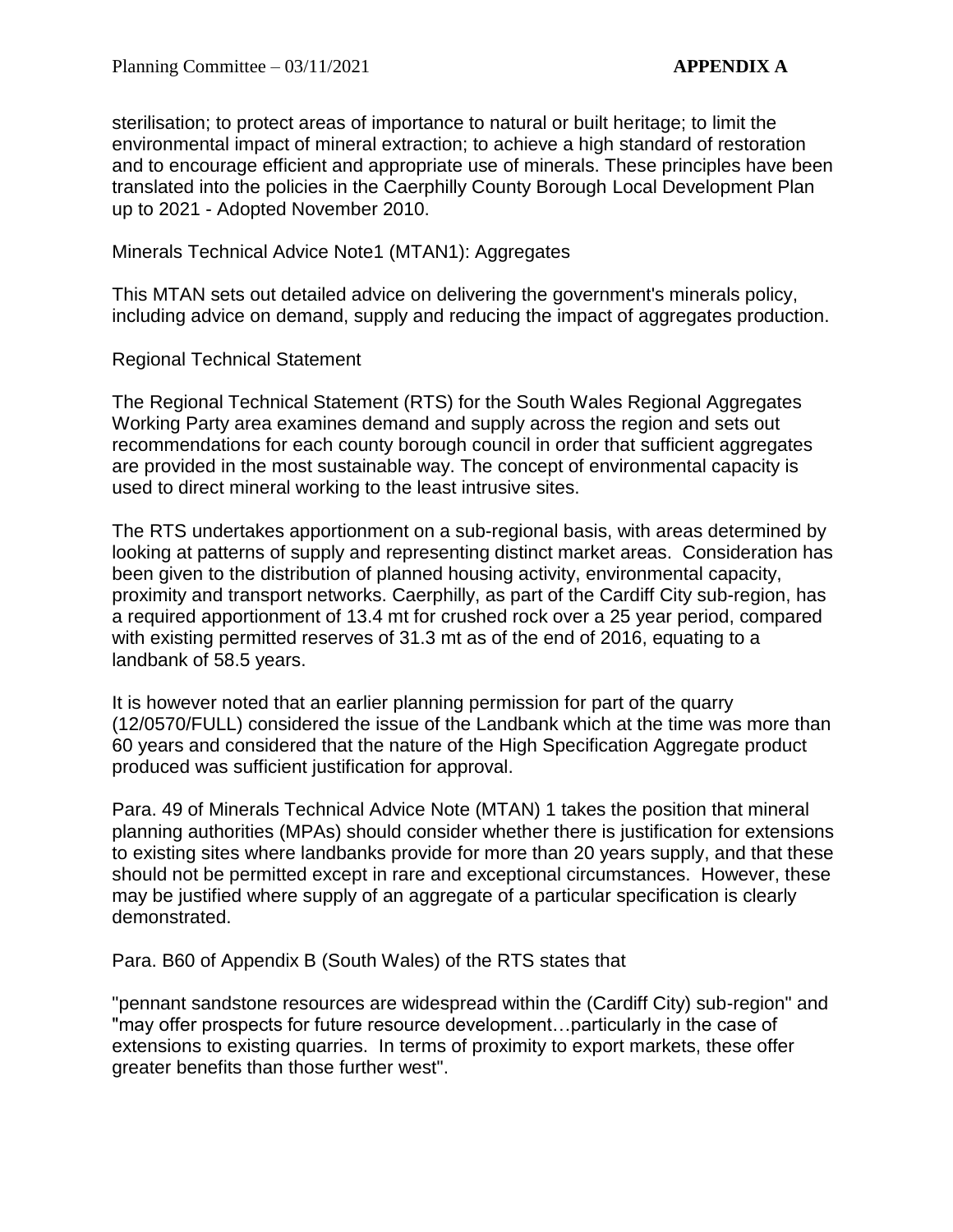sterilisation; to protect areas of importance to natural or built heritage; to limit the environmental impact of mineral extraction; to achieve a high standard of restoration and to encourage efficient and appropriate use of minerals. These principles have been translated into the policies in the Caerphilly County Borough Local Development Plan up to 2021 - Adopted November 2010.

Minerals Technical Advice Note1 (MTAN1): Aggregates

This MTAN sets out detailed advice on delivering the government's minerals policy, including advice on demand, supply and reducing the impact of aggregates production.

Regional Technical Statement

The Regional Technical Statement (RTS) for the South Wales Regional Aggregates Working Party area examines demand and supply across the region and sets out recommendations for each county borough council in order that sufficient aggregates are provided in the most sustainable way. The concept of environmental capacity is used to direct mineral working to the least intrusive sites.

The RTS undertakes apportionment on a sub-regional basis, with areas determined by looking at patterns of supply and representing distinct market areas. Consideration has been given to the distribution of planned housing activity, environmental capacity, proximity and transport networks. Caerphilly, as part of the Cardiff City sub-region, has a required apportionment of 13.4 mt for crushed rock over a 25 year period, compared with existing permitted reserves of 31.3 mt as of the end of 2016, equating to a landbank of 58.5 years.

It is however noted that an earlier planning permission for part of the quarry (12/0570/FULL) considered the issue of the Landbank which at the time was more than 60 years and considered that the nature of the High Specification Aggregate product produced was sufficient justification for approval.

Para. 49 of Minerals Technical Advice Note (MTAN) 1 takes the position that mineral planning authorities (MPAs) should consider whether there is justification for extensions to existing sites where landbanks provide for more than 20 years supply, and that these should not be permitted except in rare and exceptional circumstances. However, these may be justified where supply of an aggregate of a particular specification is clearly demonstrated.

Para. B60 of Appendix B (South Wales) of the RTS states that

"pennant sandstone resources are widespread within the (Cardiff City) sub-region" and "may offer prospects for future resource development…particularly in the case of extensions to existing quarries. In terms of proximity to export markets, these offer greater benefits than those further west".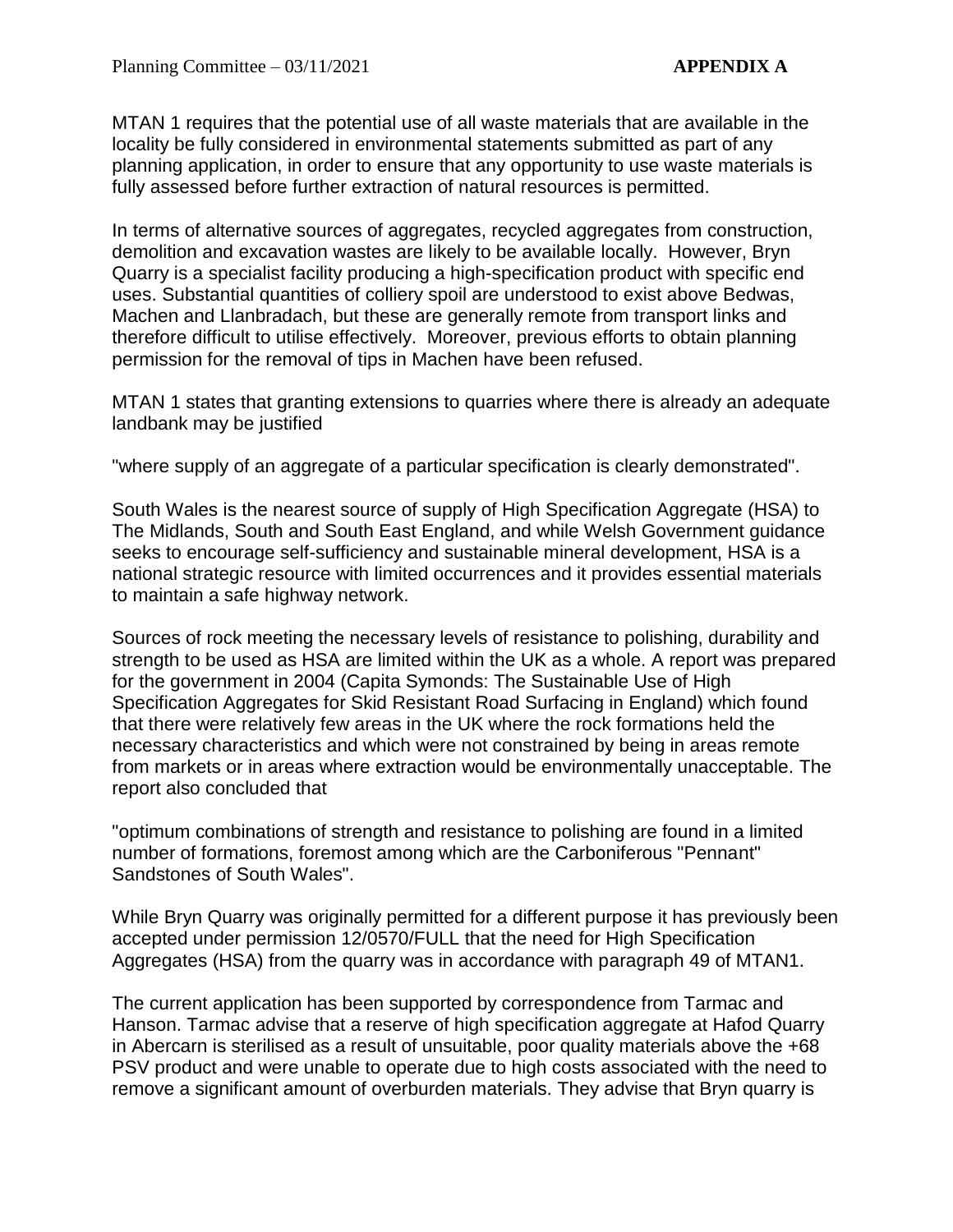MTAN 1 requires that the potential use of all waste materials that are available in the locality be fully considered in environmental statements submitted as part of any planning application, in order to ensure that any opportunity to use waste materials is fully assessed before further extraction of natural resources is permitted.

In terms of alternative sources of aggregates, recycled aggregates from construction, demolition and excavation wastes are likely to be available locally. However, Bryn Quarry is a specialist facility producing a high-specification product with specific end uses. Substantial quantities of colliery spoil are understood to exist above Bedwas, Machen and Llanbradach, but these are generally remote from transport links and therefore difficult to utilise effectively. Moreover, previous efforts to obtain planning permission for the removal of tips in Machen have been refused.

MTAN 1 states that granting extensions to quarries where there is already an adequate landbank may be justified

"where supply of an aggregate of a particular specification is clearly demonstrated".

South Wales is the nearest source of supply of High Specification Aggregate (HSA) to The Midlands, South and South East England, and while Welsh Government guidance seeks to encourage self-sufficiency and sustainable mineral development, HSA is a national strategic resource with limited occurrences and it provides essential materials to maintain a safe highway network.

Sources of rock meeting the necessary levels of resistance to polishing, durability and strength to be used as HSA are limited within the UK as a whole. A report was prepared for the government in 2004 (Capita Symonds: The Sustainable Use of High Specification Aggregates for Skid Resistant Road Surfacing in England) which found that there were relatively few areas in the UK where the rock formations held the necessary characteristics and which were not constrained by being in areas remote from markets or in areas where extraction would be environmentally unacceptable. The report also concluded that

"optimum combinations of strength and resistance to polishing are found in a limited number of formations, foremost among which are the Carboniferous "Pennant" Sandstones of South Wales".

While Bryn Quarry was originally permitted for a different purpose it has previously been accepted under permission 12/0570/FULL that the need for High Specification Aggregates (HSA) from the quarry was in accordance with paragraph 49 of MTAN1.

The current application has been supported by correspondence from Tarmac and Hanson. Tarmac advise that a reserve of high specification aggregate at Hafod Quarry in Abercarn is sterilised as a result of unsuitable, poor quality materials above the +68 PSV product and were unable to operate due to high costs associated with the need to remove a significant amount of overburden materials. They advise that Bryn quarry is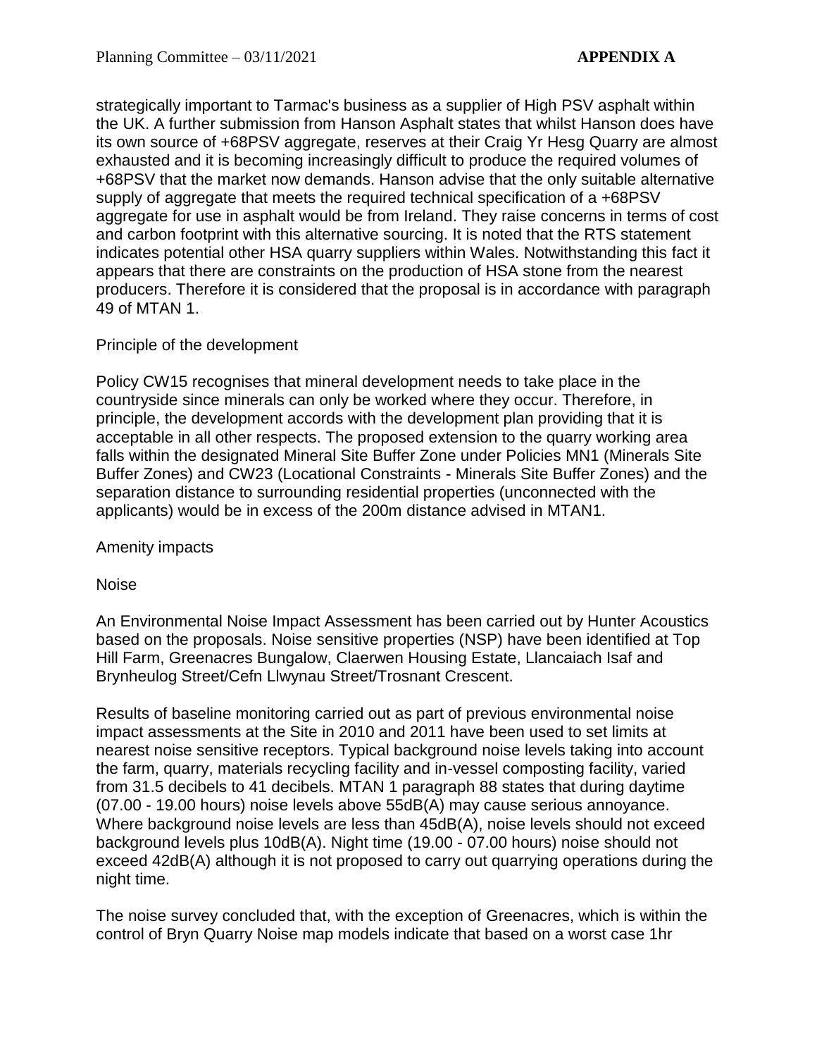strategically important to Tarmac's business as a supplier of High PSV asphalt within the UK. A further submission from Hanson Asphalt states that whilst Hanson does have its own source of +68PSV aggregate, reserves at their Craig Yr Hesg Quarry are almost exhausted and it is becoming increasingly difficult to produce the required volumes of +68PSV that the market now demands. Hanson advise that the only suitable alternative supply of aggregate that meets the required technical specification of a +68PSV aggregate for use in asphalt would be from Ireland. They raise concerns in terms of cost and carbon footprint with this alternative sourcing. It is noted that the RTS statement indicates potential other HSA quarry suppliers within Wales. Notwithstanding this fact it appears that there are constraints on the production of HSA stone from the nearest producers. Therefore it is considered that the proposal is in accordance with paragraph 49 of MTAN 1.

Principle of the development

Policy CW15 recognises that mineral development needs to take place in the countryside since minerals can only be worked where they occur. Therefore, in principle, the development accords with the development plan providing that it is acceptable in all other respects. The proposed extension to the quarry working area falls within the designated Mineral Site Buffer Zone under Policies MN1 (Minerals Site Buffer Zones) and CW23 (Locational Constraints - Minerals Site Buffer Zones) and the separation distance to surrounding residential properties (unconnected with the applicants) would be in excess of the 200m distance advised in MTAN1.

Amenity impacts

Noise

An Environmental Noise Impact Assessment has been carried out by Hunter Acoustics based on the proposals. Noise sensitive properties (NSP) have been identified at Top Hill Farm, Greenacres Bungalow, Claerwen Housing Estate, Llancaiach Isaf and Brynheulog Street/Cefn Llwynau Street/Trosnant Crescent.

Results of baseline monitoring carried out as part of previous environmental noise impact assessments at the Site in 2010 and 2011 have been used to set limits at nearest noise sensitive receptors. Typical background noise levels taking into account the farm, quarry, materials recycling facility and in-vessel composting facility, varied from 31.5 decibels to 41 decibels. MTAN 1 paragraph 88 states that during daytime (07.00 - 19.00 hours) noise levels above 55dB(A) may cause serious annoyance. Where background noise levels are less than 45dB(A), noise levels should not exceed background levels plus 10dB(A). Night time (19.00 - 07.00 hours) noise should not exceed 42dB(A) although it is not proposed to carry out quarrying operations during the night time.

The noise survey concluded that, with the exception of Greenacres, which is within the control of Bryn Quarry Noise map models indicate that based on a worst case 1hr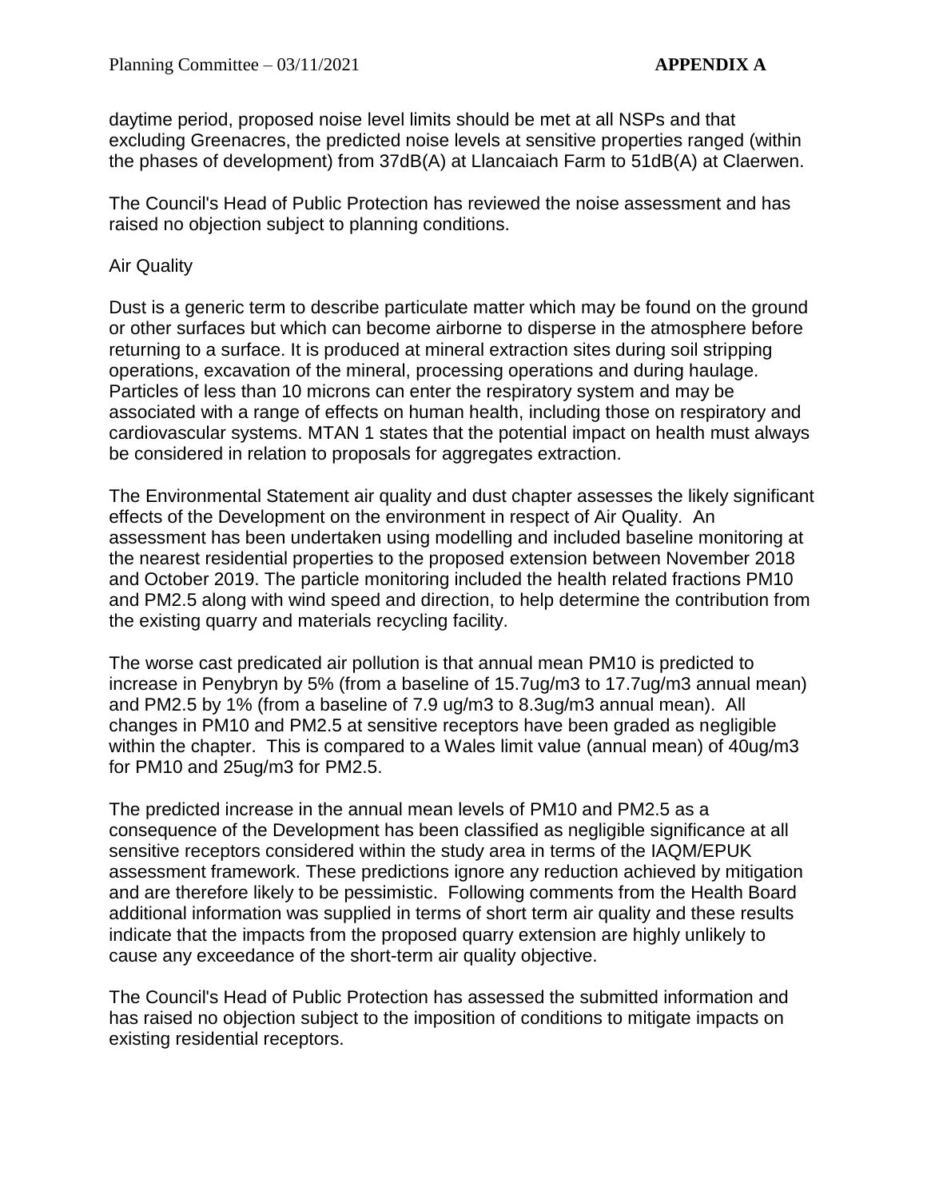daytime period, proposed noise level limits should be met at all NSPs and that excluding Greenacres, the predicted noise levels at sensitive properties ranged (within the phases of development) from 37dB(A) at Llancaiach Farm to 51dB(A) at Claerwen.

The Council's Head of Public Protection has reviewed the noise assessment and has raised no objection subject to planning conditions.

Air Quality

Dust is a generic term to describe particulate matter which may be found on the ground or other surfaces but which can become airborne to disperse in the atmosphere before returning to a surface. It is produced at mineral extraction sites during soil stripping operations, excavation of the mineral, processing operations and during haulage. Particles of less than 10 microns can enter the respiratory system and may be associated with a range of effects on human health, including those on respiratory and cardiovascular systems. MTAN 1 states that the potential impact on health must always be considered in relation to proposals for aggregates extraction.

The Environmental Statement air quality and dust chapter assesses the likely significant effects of the Development on the environment in respect of Air Quality. An assessment has been undertaken using modelling and included baseline monitoring at the nearest residential properties to the proposed extension between November 2018 and October 2019. The particle monitoring included the health related fractions PM10 and PM2.5 along with wind speed and direction, to help determine the contribution from the existing quarry and materials recycling facility.

The worse cast predicated air pollution is that annual mean PM10 is predicted to increase in Penybryn by 5% (from a baseline of 15.7ug/m3 to 17.7ug/m3 annual mean) and PM2.5 by 1% (from a baseline of 7.9 ug/m3 to 8.3ug/m3 annual mean). All changes in PM10 and PM2.5 at sensitive receptors have been graded as negligible within the chapter. This is compared to a Wales limit value (annual mean) of 40ug/m3 for PM10 and 25ug/m3 for PM2.5.

The predicted increase in the annual mean levels of PM10 and PM2.5 as a consequence of the Development has been classified as negligible significance at all sensitive receptors considered within the study area in terms of the IAQM/EPUK assessment framework. These predictions ignore any reduction achieved by mitigation and are therefore likely to be pessimistic. Following comments from the Health Board additional information was supplied in terms of short term air quality and these results indicate that the impacts from the proposed quarry extension are highly unlikely to cause any exceedance of the short-term air quality objective.

The Council's Head of Public Protection has assessed the submitted information and has raised no objection subject to the imposition of conditions to mitigate impacts on existing residential receptors.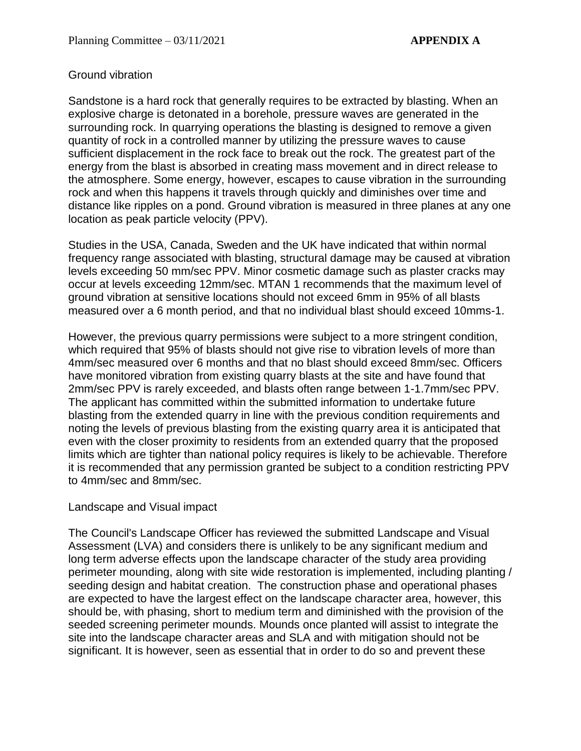## Ground vibration

Sandstone is a hard rock that generally requires to be extracted by blasting. When an explosive charge is detonated in a borehole, pressure waves are generated in the surrounding rock. In quarrying operations the blasting is designed to remove a given quantity of rock in a controlled manner by utilizing the pressure waves to cause sufficient displacement in the rock face to break out the rock. The greatest part of the energy from the blast is absorbed in creating mass movement and in direct release to the atmosphere. Some energy, however, escapes to cause vibration in the surrounding rock and when this happens it travels through quickly and diminishes over time and distance like ripples on a pond. Ground vibration is measured in three planes at any one location as peak particle velocity (PPV).

Studies in the USA, Canada, Sweden and the UK have indicated that within normal frequency range associated with blasting, structural damage may be caused at vibration levels exceeding 50 mm/sec PPV. Minor cosmetic damage such as plaster cracks may occur at levels exceeding 12mm/sec. MTAN 1 recommends that the maximum level of ground vibration at sensitive locations should not exceed 6mm in 95% of all blasts measured over a 6 month period, and that no individual blast should exceed 10mms-1.

However, the previous quarry permissions were subject to a more stringent condition, which required that 95% of blasts should not give rise to vibration levels of more than 4mm/sec measured over 6 months and that no blast should exceed 8mm/sec. Officers have monitored vibration from existing quarry blasts at the site and have found that 2mm/sec PPV is rarely exceeded, and blasts often range between 1-1.7mm/sec PPV. The applicant has committed within the submitted information to undertake future blasting from the extended quarry in line with the previous condition requirements and noting the levels of previous blasting from the existing quarry area it is anticipated that even with the closer proximity to residents from an extended quarry that the proposed limits which are tighter than national policy requires is likely to be achievable. Therefore it is recommended that any permission granted be subject to a condition restricting PPV to 4mm/sec and 8mm/sec.

## Landscape and Visual impact

The Council's Landscape Officer has reviewed the submitted Landscape and Visual Assessment (LVA) and considers there is unlikely to be any significant medium and long term adverse effects upon the landscape character of the study area providing perimeter mounding, along with site wide restoration is implemented, including planting / seeding design and habitat creation. The construction phase and operational phases are expected to have the largest effect on the landscape character area, however, this should be, with phasing, short to medium term and diminished with the provision of the seeded screening perimeter mounds. Mounds once planted will assist to integrate the site into the landscape character areas and SLA and with mitigation should not be significant. It is however, seen as essential that in order to do so and prevent these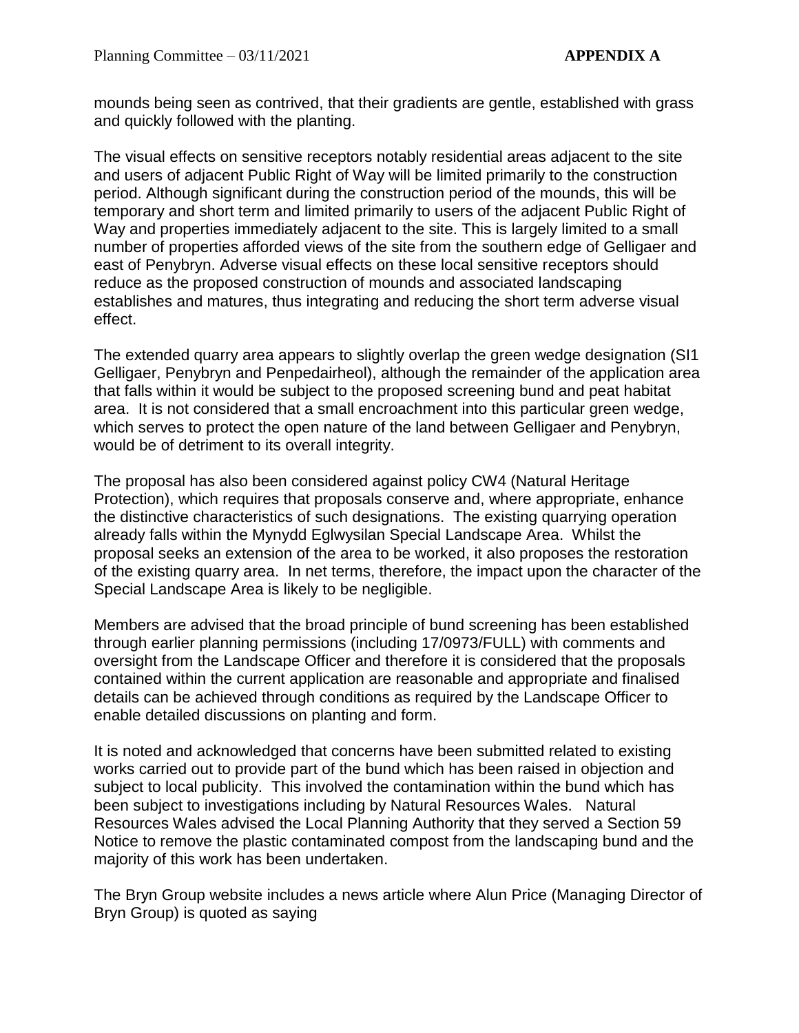mounds being seen as contrived, that their gradients are gentle, established with grass and quickly followed with the planting.

The visual effects on sensitive receptors notably residential areas adjacent to the site and users of adjacent Public Right of Way will be limited primarily to the construction period. Although significant during the construction period of the mounds, this will be temporary and short term and limited primarily to users of the adjacent Public Right of Way and properties immediately adjacent to the site. This is largely limited to a small number of properties afforded views of the site from the southern edge of Gelligaer and east of Penybryn. Adverse visual effects on these local sensitive receptors should reduce as the proposed construction of mounds and associated landscaping establishes and matures, thus integrating and reducing the short term adverse visual effect.

The extended quarry area appears to slightly overlap the green wedge designation (SI1 Gelligaer, Penybryn and Penpedairheol), although the remainder of the application area that falls within it would be subject to the proposed screening bund and peat habitat area. It is not considered that a small encroachment into this particular green wedge, which serves to protect the open nature of the land between Gelligaer and Penybryn, would be of detriment to its overall integrity.

The proposal has also been considered against policy CW4 (Natural Heritage Protection), which requires that proposals conserve and, where appropriate, enhance the distinctive characteristics of such designations. The existing quarrying operation already falls within the Mynydd Eglwysilan Special Landscape Area. Whilst the proposal seeks an extension of the area to be worked, it also proposes the restoration of the existing quarry area. In net terms, therefore, the impact upon the character of the Special Landscape Area is likely to be negligible.

Members are advised that the broad principle of bund screening has been established through earlier planning permissions (including 17/0973/FULL) with comments and oversight from the Landscape Officer and therefore it is considered that the proposals contained within the current application are reasonable and appropriate and finalised details can be achieved through conditions as required by the Landscape Officer to enable detailed discussions on planting and form.

It is noted and acknowledged that concerns have been submitted related to existing works carried out to provide part of the bund which has been raised in objection and subject to local publicity. This involved the contamination within the bund which has been subject to investigations including by Natural Resources Wales. Natural Resources Wales advised the Local Planning Authority that they served a Section 59 Notice to remove the plastic contaminated compost from the landscaping bund and the majority of this work has been undertaken.

The Bryn Group website includes a news article where Alun Price (Managing Director of Bryn Group) is quoted as saying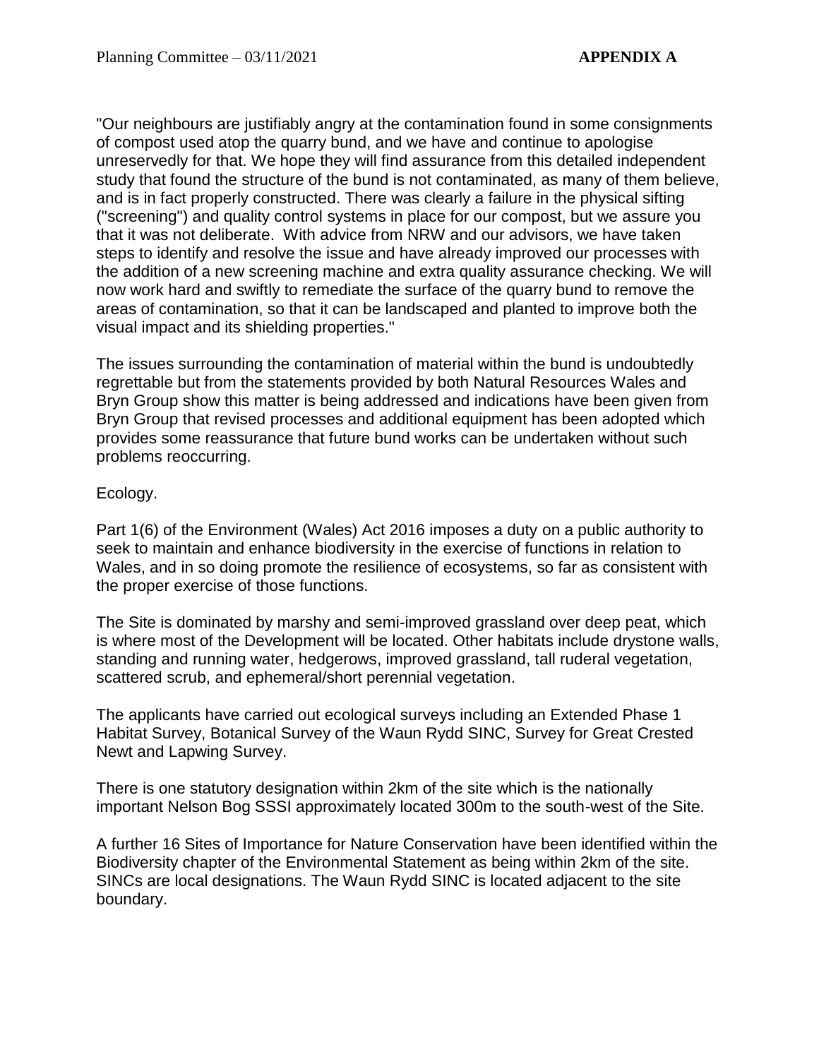"Our neighbours are justifiably angry at the contamination found in some consignments of compost used atop the quarry bund, and we have and continue to apologise unreservedly for that. We hope they will find assurance from this detailed independent study that found the structure of the bund is not contaminated, as many of them believe, and is in fact properly constructed. There was clearly a failure in the physical sifting ("screening") and quality control systems in place for our compost, but we assure you that it was not deliberate. With advice from NRW and our advisors, we have taken steps to identify and resolve the issue and have already improved our processes with the addition of a new screening machine and extra quality assurance checking. We will now work hard and swiftly to remediate the surface of the quarry bund to remove the areas of contamination, so that it can be landscaped and planted to improve both the visual impact and its shielding properties."

The issues surrounding the contamination of material within the bund is undoubtedly regrettable but from the statements provided by both Natural Resources Wales and Bryn Group show this matter is being addressed and indications have been given from Bryn Group that revised processes and additional equipment has been adopted which provides some reassurance that future bund works can be undertaken without such problems reoccurring.

Ecology.

Part 1(6) of the Environment (Wales) Act 2016 imposes a duty on a public authority to seek to maintain and enhance biodiversity in the exercise of functions in relation to Wales, and in so doing promote the resilience of ecosystems, so far as consistent with the proper exercise of those functions.

The Site is dominated by marshy and semi-improved grassland over deep peat, which is where most of the Development will be located. Other habitats include drystone walls, standing and running water, hedgerows, improved grassland, tall ruderal vegetation, scattered scrub, and ephemeral/short perennial vegetation.

The applicants have carried out ecological surveys including an Extended Phase 1 Habitat Survey, Botanical Survey of the Waun Rydd SINC, Survey for Great Crested Newt and Lapwing Survey.

There is one statutory designation within 2km of the site which is the nationally important Nelson Bog SSSI approximately located 300m to the south-west of the Site.

A further 16 Sites of Importance for Nature Conservation have been identified within the Biodiversity chapter of the Environmental Statement as being within 2km of the site. SINCs are local designations. The Waun Rydd SINC is located adjacent to the site boundary.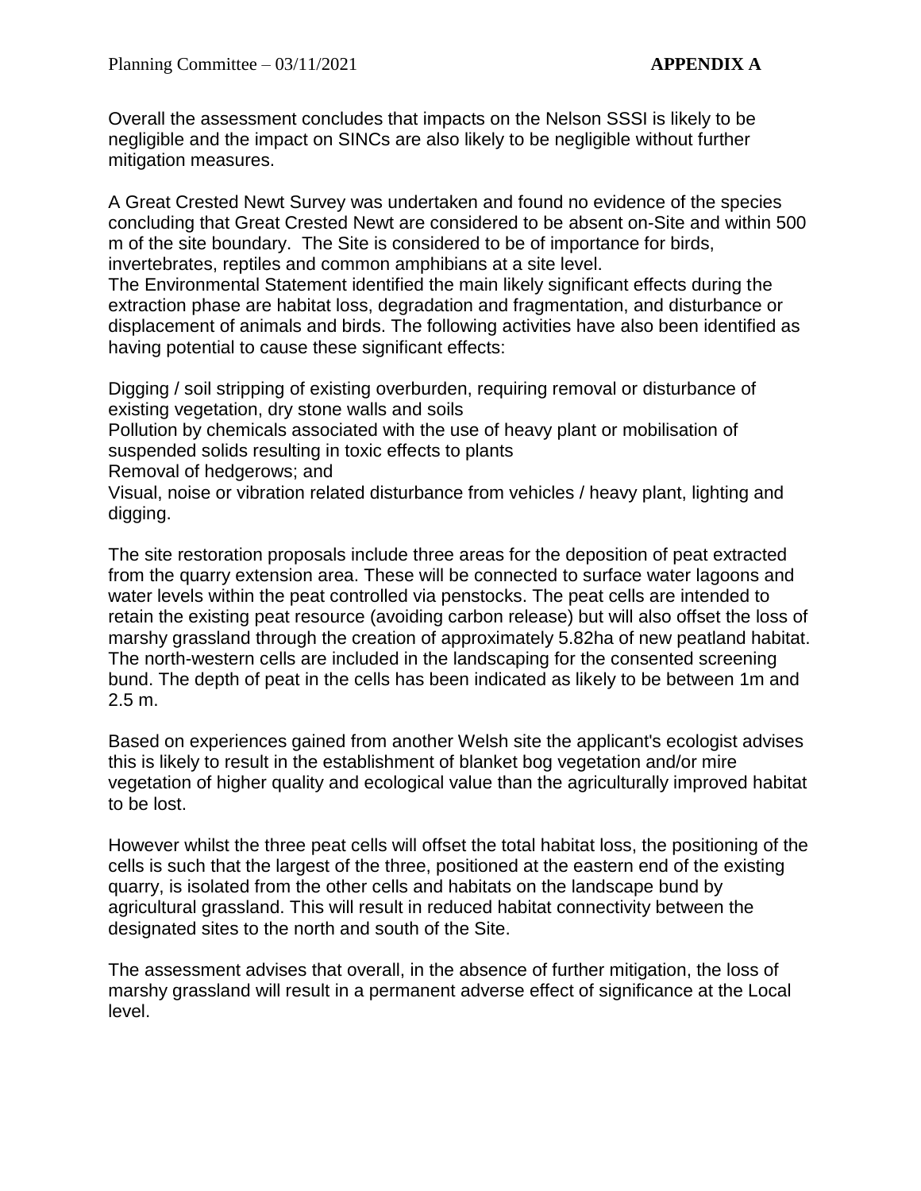Overall the assessment concludes that impacts on the Nelson SSSI is likely to be negligible and the impact on SINCs are also likely to be negligible without further mitigation measures.

A Great Crested Newt Survey was undertaken and found no evidence of the species concluding that Great Crested Newt are considered to be absent on-Site and within 500 m of the site boundary. The Site is considered to be of importance for birds, invertebrates, reptiles and common amphibians at a site level.
The Environmental Statement identified the main likely significant effects during the extraction phase are habitat loss, degradation and fragmentation, and disturbance or displacement of animals and birds. The following activities have also been identified as having potential to cause these significant effects:

Digging / soil stripping of existing overburden, requiring removal or disturbance of existing vegetation, dry stone walls and soils
Pollution by chemicals associated with the use of heavy plant or mobilisation of suspended solids resulting in toxic effects to plants
Removal of hedgerows; and
Visual, noise or vibration related disturbance from vehicles / heavy plant, lighting and digging.

The site restoration proposals include three areas for the deposition of peat extracted from the quarry extension area. These will be connected to surface water lagoons and water levels within the peat controlled via penstocks. The peat cells are intended to retain the existing peat resource (avoiding carbon release) but will also offset the loss of marshy grassland through the creation of approximately 5.82ha of new peatland habitat. The north-western cells are included in the landscaping for the consented screening bund. The depth of peat in the cells has been indicated as likely to be between 1m and 2.5 m.

Based on experiences gained from another Welsh site the applicant's ecologist advises this is likely to result in the establishment of blanket bog vegetation and/or mire vegetation of higher quality and ecological value than the agriculturally improved habitat to be lost.

However whilst the three peat cells will offset the total habitat loss, the positioning of the cells is such that the largest of the three, positioned at the eastern end of the existing quarry, is isolated from the other cells and habitats on the landscape bund by agricultural grassland. This will result in reduced habitat connectivity between the designated sites to the north and south of the Site.

The assessment advises that overall, in the absence of further mitigation, the loss of marshy grassland will result in a permanent adverse effect of significance at the Local level.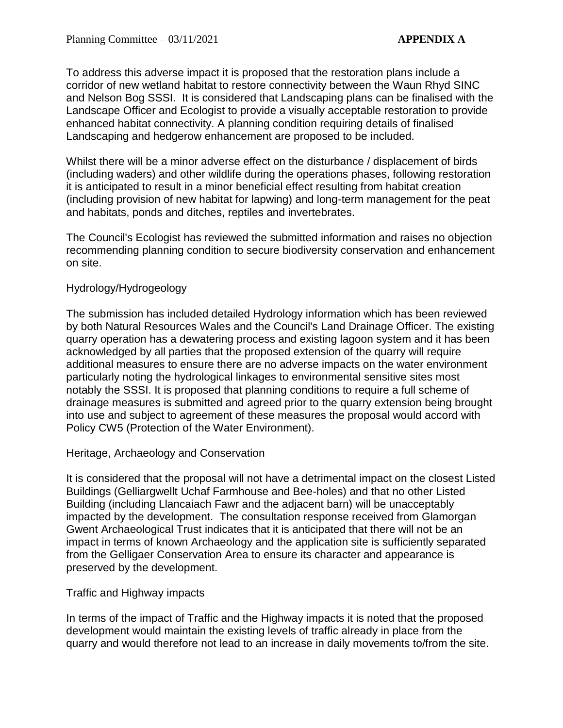To address this adverse impact it is proposed that the restoration plans include a corridor of new wetland habitat to restore connectivity between the Waun Rhyd SINC and Nelson Bog SSSI. It is considered that Landscaping plans can be finalised with the Landscape Officer and Ecologist to provide a visually acceptable restoration to provide enhanced habitat connectivity. A planning condition requiring details of finalised Landscaping and hedgerow enhancement are proposed to be included.

Whilst there will be a minor adverse effect on the disturbance / displacement of birds (including waders) and other wildlife during the operations phases, following restoration it is anticipated to result in a minor beneficial effect resulting from habitat creation (including provision of new habitat for lapwing) and long-term management for the peat and habitats, ponds and ditches, reptiles and invertebrates.

The Council's Ecologist has reviewed the submitted information and raises no objection recommending planning condition to secure biodiversity conservation and enhancement on site.

Hydrology/Hydrogeology

The submission has included detailed Hydrology information which has been reviewed by both Natural Resources Wales and the Council's Land Drainage Officer. The existing quarry operation has a dewatering process and existing lagoon system and it has been acknowledged by all parties that the proposed extension of the quarry will require additional measures to ensure there are no adverse impacts on the water environment particularly noting the hydrological linkages to environmental sensitive sites most notably the SSSI. It is proposed that planning conditions to require a full scheme of drainage measures is submitted and agreed prior to the quarry extension being brought into use and subject to agreement of these measures the proposal would accord with Policy CW5 (Protection of the Water Environment).

Heritage, Archaeology and Conservation

It is considered that the proposal will not have a detrimental impact on the closest Listed Buildings (Gelliargwellt Uchaf Farmhouse and Bee-holes) and that no other Listed Building (including Llancaiach Fawr and the adjacent barn) will be unacceptably impacted by the development. The consultation response received from Glamorgan Gwent Archaeological Trust indicates that it is anticipated that there will not be an impact in terms of known Archaeology and the application site is sufficiently separated from the Gelligaer Conservation Area to ensure its character and appearance is preserved by the development.

Traffic and Highway impacts

In terms of the impact of Traffic and the Highway impacts it is noted that the proposed development would maintain the existing levels of traffic already in place from the quarry and would therefore not lead to an increase in daily movements to/from the site.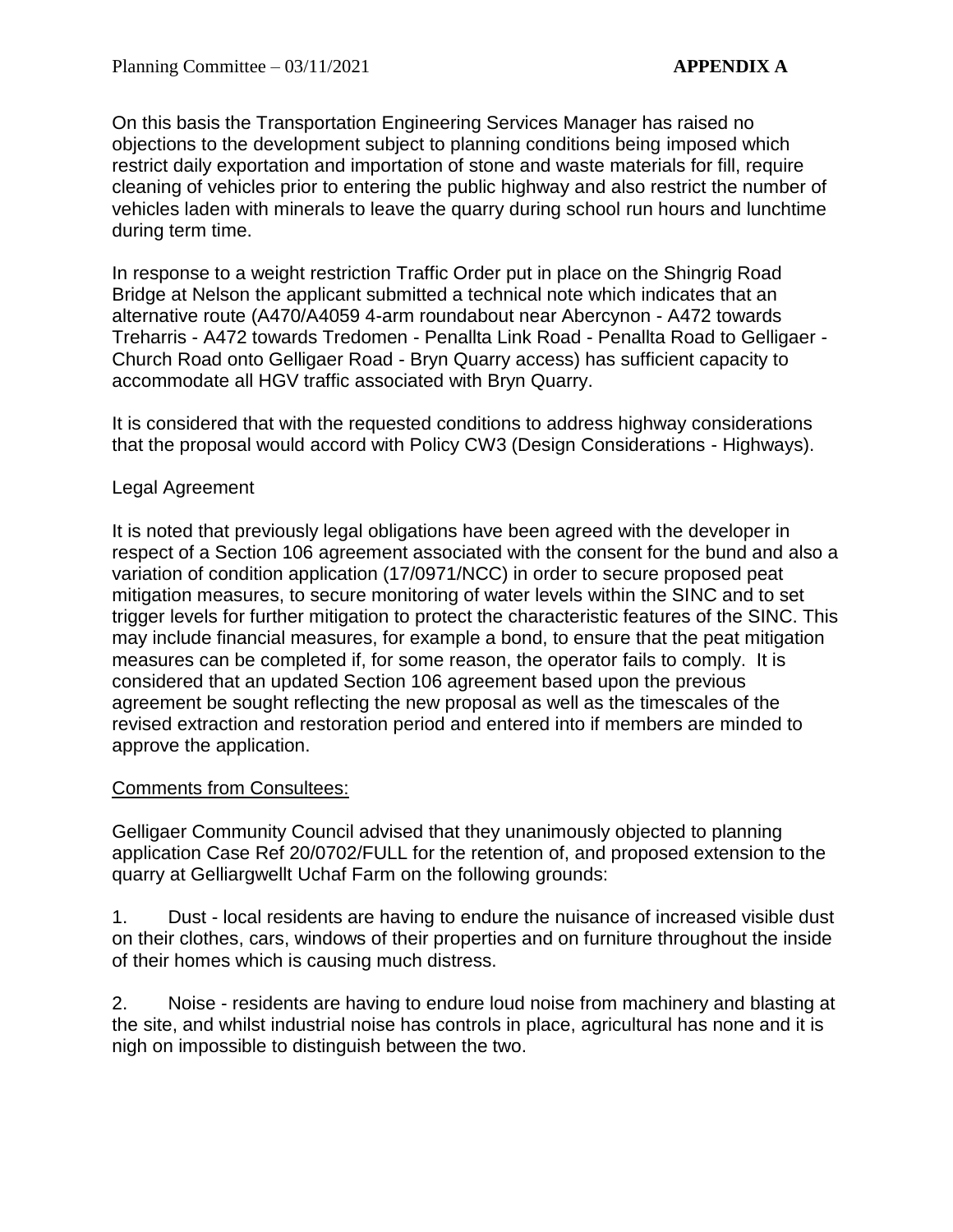On this basis the Transportation Engineering Services Manager has raised no objections to the development subject to planning conditions being imposed which restrict daily exportation and importation of stone and waste materials for fill, require cleaning of vehicles prior to entering the public highway and also restrict the number of vehicles laden with minerals to leave the quarry during school run hours and lunchtime during term time.

In response to a weight restriction Traffic Order put in place on the Shingrig Road Bridge at Nelson the applicant submitted a technical note which indicates that an alternative route (A470/A4059 4-arm roundabout near Abercynon - A472 towards Treharris - A472 towards Tredomen - Penallta Link Road - Penallta Road to Gelligaer - Church Road onto Gelligaer Road - Bryn Quarry access) has sufficient capacity to accommodate all HGV traffic associated with Bryn Quarry.

It is considered that with the requested conditions to address highway considerations that the proposal would accord with Policy CW3 (Design Considerations - Highways).

Legal Agreement

It is noted that previously legal obligations have been agreed with the developer in respect of a Section 106 agreement associated with the consent for the bund and also a variation of condition application (17/0971/NCC) in order to secure proposed peat mitigation measures, to secure monitoring of water levels within the SINC and to set trigger levels for further mitigation to protect the characteristic features of the SINC. This may include financial measures, for example a bond, to ensure that the peat mitigation measures can be completed if, for some reason, the operator fails to comply. It is considered that an updated Section 106 agreement based upon the previous agreement be sought reflecting the new proposal as well as the timescales of the revised extraction and restoration period and entered into if members are minded to approve the application.

Comments from Consultees:

Gelligaer Community Council advised that they unanimously objected to planning application Case Ref 20/0702/FULL for the retention of, and proposed extension to the quarry at Gelliargwellt Uchaf Farm on the following grounds:

1. Dust - local residents are having to endure the nuisance of increased visible dust on their clothes, cars, windows of their properties and on furniture throughout the inside of their homes which is causing much distress.

2. Noise - residents are having to endure loud noise from machinery and blasting at the site, and whilst industrial noise has controls in place, agricultural has none and it is nigh on impossible to distinguish between the two.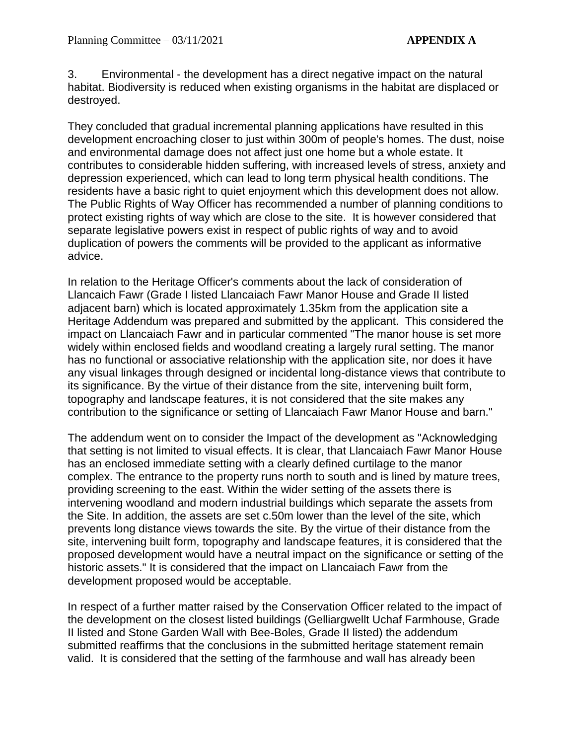3. Environmental - the development has a direct negative impact on the natural habitat. Biodiversity is reduced when existing organisms in the habitat are displaced or destroyed.

They concluded that gradual incremental planning applications have resulted in this development encroaching closer to just within 300m of people's homes. The dust, noise and environmental damage does not affect just one home but a whole estate. It contributes to considerable hidden suffering, with increased levels of stress, anxiety and depression experienced, which can lead to long term physical health conditions. The residents have a basic right to quiet enjoyment which this development does not allow. The Public Rights of Way Officer has recommended a number of planning conditions to protect existing rights of way which are close to the site. It is however considered that separate legislative powers exist in respect of public rights of way and to avoid duplication of powers the comments will be provided to the applicant as informative advice.

In relation to the Heritage Officer's comments about the lack of consideration of Llancaich Fawr (Grade I listed Llancaiach Fawr Manor House and Grade II listed adjacent barn) which is located approximately 1.35km from the application site a Heritage Addendum was prepared and submitted by the applicant. This considered the impact on Llancaiach Fawr and in particular commented "The manor house is set more widely within enclosed fields and woodland creating a largely rural setting. The manor has no functional or associative relationship with the application site, nor does it have any visual linkages through designed or incidental long-distance views that contribute to its significance. By the virtue of their distance from the site, intervening built form, topography and landscape features, it is not considered that the site makes any contribution to the significance or setting of Llancaiach Fawr Manor House and barn."

The addendum went on to consider the Impact of the development as "Acknowledging that setting is not limited to visual effects. It is clear, that Llancaiach Fawr Manor House has an enclosed immediate setting with a clearly defined curtilage to the manor complex. The entrance to the property runs north to south and is lined by mature trees, providing screening to the east. Within the wider setting of the assets there is intervening woodland and modern industrial buildings which separate the assets from the Site. In addition, the assets are set c.50m lower than the level of the site, which prevents long distance views towards the site. By the virtue of their distance from the site, intervening built form, topography and landscape features, it is considered that the proposed development would have a neutral impact on the significance or setting of the historic assets." It is considered that the impact on Llancaiach Fawr from the development proposed would be acceptable.

In respect of a further matter raised by the Conservation Officer related to the impact of the development on the closest listed buildings (Gelliargwellt Uchaf Farmhouse, Grade II listed and Stone Garden Wall with Bee-Boles, Grade II listed) the addendum submitted reaffirms that the conclusions in the submitted heritage statement remain valid. It is considered that the setting of the farmhouse and wall has already been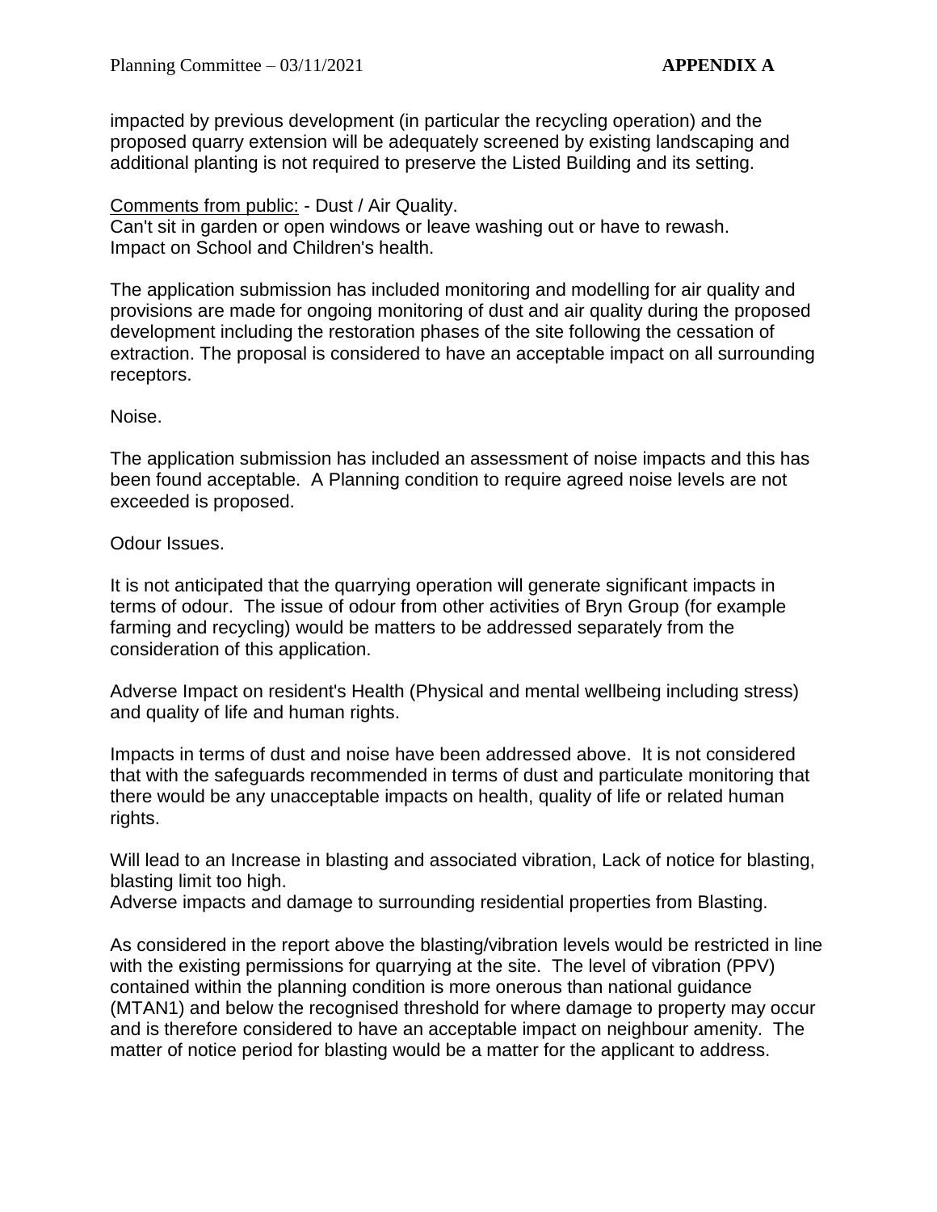impacted by previous development (in particular the recycling operation) and the proposed quarry extension will be adequately screened by existing landscaping and additional planting is not required to preserve the Listed Building and its setting.

<u>Comments from public:</u> - Dust / Air Quality.
Can't sit in garden or open windows or leave washing out or have to rewash.
Impact on School and Children's health.

The application submission has included monitoring and modelling for air quality and provisions are made for ongoing monitoring of dust and air quality during the proposed development including the restoration phases of the site following the cessation of extraction. The proposal is considered to have an acceptable impact on all surrounding receptors.

Noise.

The application submission has included an assessment of noise impacts and this has been found acceptable. A Planning condition to require agreed noise levels are not exceeded is proposed.

Odour Issues.

It is not anticipated that the quarrying operation will generate significant impacts in terms of odour. The issue of odour from other activities of Bryn Group (for example farming and recycling) would be matters to be addressed separately from the consideration of this application.

Adverse Impact on resident's Health (Physical and mental wellbeing including stress) and quality of life and human rights.

Impacts in terms of dust and noise have been addressed above. It is not considered that with the safeguards recommended in terms of dust and particulate monitoring that there would be any unacceptable impacts on health, quality of life or related human rights.

Will lead to an Increase in blasting and associated vibration, Lack of notice for blasting, blasting limit too high.
Adverse impacts and damage to surrounding residential properties from Blasting.

As considered in the report above the blasting/vibration levels would be restricted in line with the existing permissions for quarrying at the site. The level of vibration (PPV) contained within the planning condition is more onerous than national guidance (MTAN1) and below the recognised threshold for where damage to property may occur and is therefore considered to have an acceptable impact on neighbour amenity. The matter of notice period for blasting would be a matter for the applicant to address.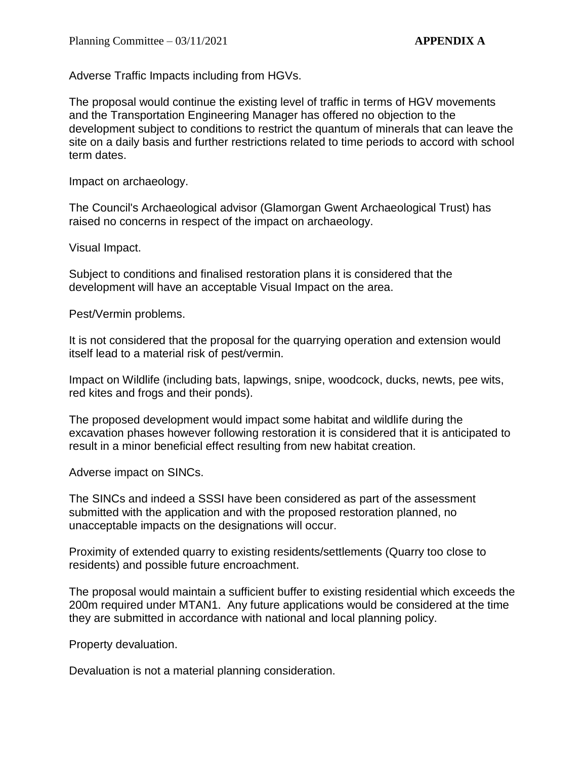Adverse Traffic Impacts including from HGVs.

The proposal would continue the existing level of traffic in terms of HGV movements and the Transportation Engineering Manager has offered no objection to the development subject to conditions to restrict the quantum of minerals that can leave the site on a daily basis and further restrictions related to time periods to accord with school term dates.

Impact on archaeology.

The Council's Archaeological advisor (Glamorgan Gwent Archaeological Trust) has raised no concerns in respect of the impact on archaeology.

Visual Impact.

Subject to conditions and finalised restoration plans it is considered that the development will have an acceptable Visual Impact on the area.

Pest/Vermin problems.

It is not considered that the proposal for the quarrying operation and extension would itself lead to a material risk of pest/vermin.

Impact on Wildlife (including bats, lapwings, snipe, woodcock, ducks, newts, pee wits, red kites and frogs and their ponds).

The proposed development would impact some habitat and wildlife during the excavation phases however following restoration it is considered that it is anticipated to result in a minor beneficial effect resulting from new habitat creation.

Adverse impact on SINCs.

The SINCs and indeed a SSSI have been considered as part of the assessment submitted with the application and with the proposed restoration planned, no unacceptable impacts on the designations will occur.

Proximity of extended quarry to existing residents/settlements (Quarry too close to residents) and possible future encroachment.

The proposal would maintain a sufficient buffer to existing residential which exceeds the 200m required under MTAN1. Any future applications would be considered at the time they are submitted in accordance with national and local planning policy.

Property devaluation.

Devaluation is not a material planning consideration.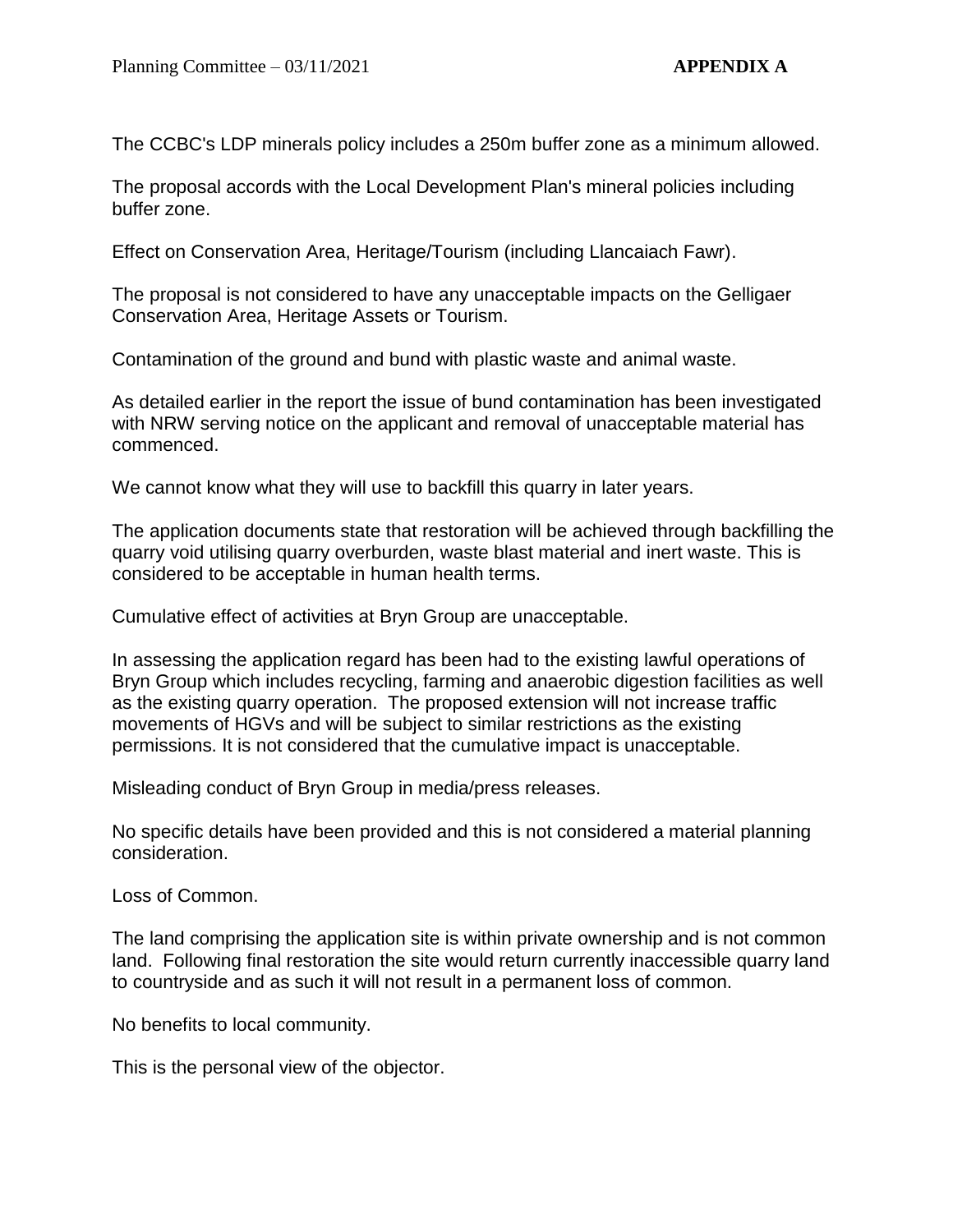The CCBC's LDP minerals policy includes a 250m buffer zone as a minimum allowed.

The proposal accords with the Local Development Plan's mineral policies including buffer zone.

Effect on Conservation Area, Heritage/Tourism (including Llancaiach Fawr).

The proposal is not considered to have any unacceptable impacts on the Gelligaer Conservation Area, Heritage Assets or Tourism.

Contamination of the ground and bund with plastic waste and animal waste.

As detailed earlier in the report the issue of bund contamination has been investigated with NRW serving notice on the applicant and removal of unacceptable material has commenced.

We cannot know what they will use to backfill this quarry in later years.

The application documents state that restoration will be achieved through backfilling the quarry void utilising quarry overburden, waste blast material and inert waste. This is considered to be acceptable in human health terms.

Cumulative effect of activities at Bryn Group are unacceptable.

In assessing the application regard has been had to the existing lawful operations of Bryn Group which includes recycling, farming and anaerobic digestion facilities as well as the existing quarry operation. The proposed extension will not increase traffic movements of HGVs and will be subject to similar restrictions as the existing permissions. It is not considered that the cumulative impact is unacceptable.

Misleading conduct of Bryn Group in media/press releases.

No specific details have been provided and this is not considered a material planning consideration.

Loss of Common.

The land comprising the application site is within private ownership and is not common land. Following final restoration the site would return currently inaccessible quarry land to countryside and as such it will not result in a permanent loss of common.

No benefits to local community.

This is the personal view of the objector.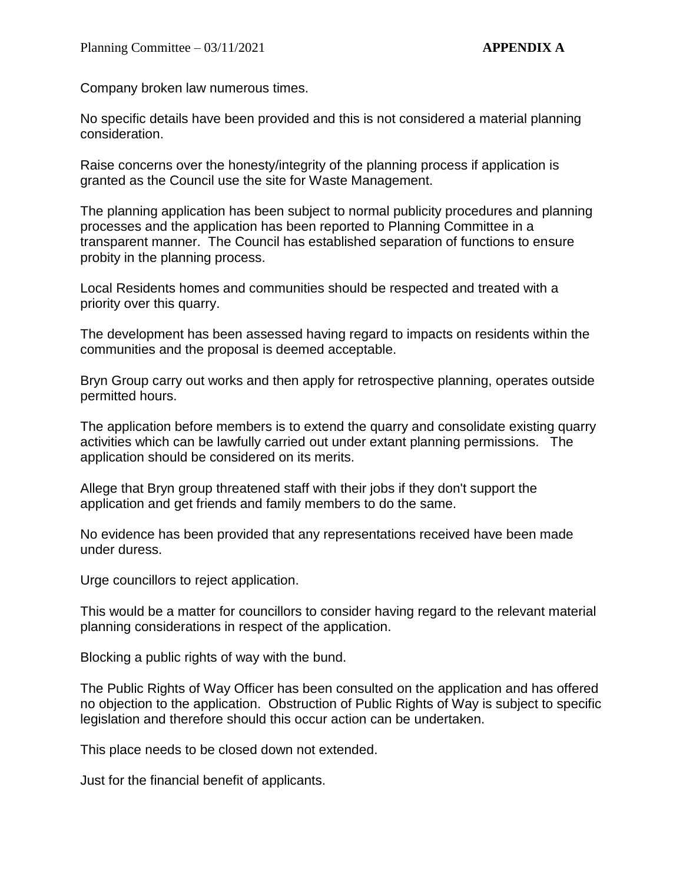Company broken law numerous times.

No specific details have been provided and this is not considered a material planning consideration.

Raise concerns over the honesty/integrity of the planning process if application is granted as the Council use the site for Waste Management.

The planning application has been subject to normal publicity procedures and planning processes and the application has been reported to Planning Committee in a transparent manner. The Council has established separation of functions to ensure probity in the planning process.

Local Residents homes and communities should be respected and treated with a priority over this quarry.

The development has been assessed having regard to impacts on residents within the communities and the proposal is deemed acceptable.

Bryn Group carry out works and then apply for retrospective planning, operates outside permitted hours.

The application before members is to extend the quarry and consolidate existing quarry activities which can be lawfully carried out under extant planning permissions. The application should be considered on its merits.

Allege that Bryn group threatened staff with their jobs if they don't support the application and get friends and family members to do the same.

No evidence has been provided that any representations received have been made under duress.

Urge councillors to reject application.

This would be a matter for councillors to consider having regard to the relevant material planning considerations in respect of the application.

Blocking a public rights of way with the bund.

The Public Rights of Way Officer has been consulted on the application and has offered no objection to the application. Obstruction of Public Rights of Way is subject to specific legislation and therefore should this occur action can be undertaken.

This place needs to be closed down not extended.

Just for the financial benefit of applicants.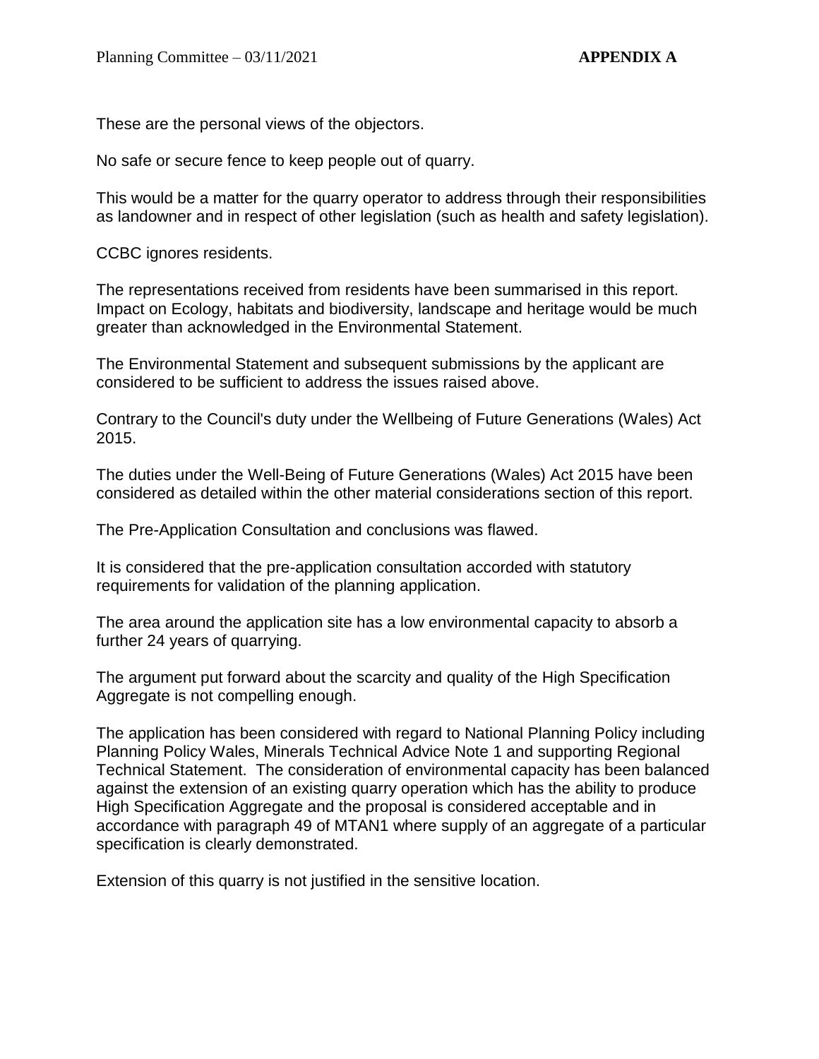These are the personal views of the objectors.

No safe or secure fence to keep people out of quarry.

This would be a matter for the quarry operator to address through their responsibilities as landowner and in respect of other legislation (such as health and safety legislation).

CCBC ignores residents.

The representations received from residents have been summarised in this report. Impact on Ecology, habitats and biodiversity, landscape and heritage would be much greater than acknowledged in the Environmental Statement.

The Environmental Statement and subsequent submissions by the applicant are considered to be sufficient to address the issues raised above.

Contrary to the Council's duty under the Wellbeing of Future Generations (Wales) Act 2015.

The duties under the Well-Being of Future Generations (Wales) Act 2015 have been considered as detailed within the other material considerations section of this report.

The Pre-Application Consultation and conclusions was flawed.

It is considered that the pre-application consultation accorded with statutory requirements for validation of the planning application.

The area around the application site has a low environmental capacity to absorb a further 24 years of quarrying.

The argument put forward about the scarcity and quality of the High Specification Aggregate is not compelling enough.

The application has been considered with regard to National Planning Policy including Planning Policy Wales, Minerals Technical Advice Note 1 and supporting Regional Technical Statement. The consideration of environmental capacity has been balanced against the extension of an existing quarry operation which has the ability to produce High Specification Aggregate and the proposal is considered acceptable and in accordance with paragraph 49 of MTAN1 where supply of an aggregate of a particular specification is clearly demonstrated.

Extension of this quarry is not justified in the sensitive location.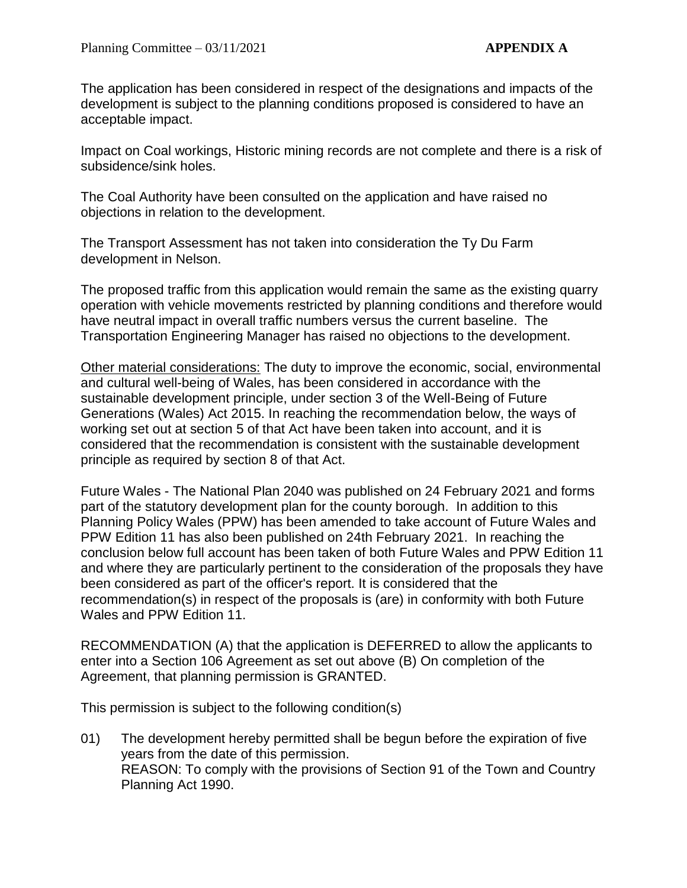The application has been considered in respect of the designations and impacts of the development is subject to the planning conditions proposed is considered to have an acceptable impact.

Impact on Coal workings, Historic mining records are not complete and there is a risk of subsidence/sink holes.

The Coal Authority have been consulted on the application and have raised no objections in relation to the development.

The Transport Assessment has not taken into consideration the Ty Du Farm development in Nelson.

The proposed traffic from this application would remain the same as the existing quarry operation with vehicle movements restricted by planning conditions and therefore would have neutral impact in overall traffic numbers versus the current baseline. The Transportation Engineering Manager has raised no objections to the development.

Other material considerations: The duty to improve the economic, social, environmental and cultural well-being of Wales, has been considered in accordance with the sustainable development principle, under section 3 of the Well-Being of Future Generations (Wales) Act 2015. In reaching the recommendation below, the ways of working set out at section 5 of that Act have been taken into account, and it is considered that the recommendation is consistent with the sustainable development principle as required by section 8 of that Act.

Future Wales - The National Plan 2040 was published on 24 February 2021 and forms part of the statutory development plan for the county borough. In addition to this Planning Policy Wales (PPW) has been amended to take account of Future Wales and PPW Edition 11 has also been published on 24th February 2021. In reaching the conclusion below full account has been taken of both Future Wales and PPW Edition 11 and where they are particularly pertinent to the consideration of the proposals they have been considered as part of the officer's report. It is considered that the recommendation(s) in respect of the proposals is (are) in conformity with both Future Wales and PPW Edition 11.

RECOMMENDATION (A) that the application is DEFERRED to allow the applicants to enter into a Section 106 Agreement as set out above (B) On completion of the Agreement, that planning permission is GRANTED.

This permission is subject to the following condition(s)

01) The development hereby permitted shall be begun before the expiration of five years from the date of this permission.
REASON: To comply with the provisions of Section 91 of the Town and Country Planning Act 1990.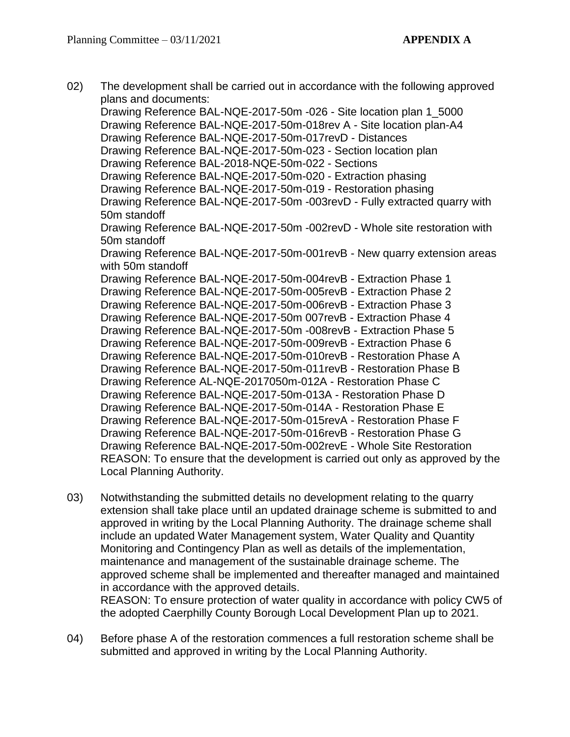02) The development shall be carried out in accordance with the following approved plans and documents:
Drawing Reference BAL-NQE-2017-50m -026 - Site location plan 1_5000
Drawing Reference BAL-NQE-2017-50m-018rev A - Site location plan-A4
Drawing Reference BAL-NQE-2017-50m-017revD - Distances
Drawing Reference BAL-NQE-2017-50m-023 - Section location plan
Drawing Reference BAL-2018-NQE-50m-022 - Sections
Drawing Reference BAL-NQE-2017-50m-020 - Extraction phasing
Drawing Reference BAL-NQE-2017-50m-019 - Restoration phasing
Drawing Reference BAL-NQE-2017-50m -003revD - Fully extracted quarry with 50m standoff
Drawing Reference BAL-NQE-2017-50m -002revD - Whole site restoration with 50m standoff
Drawing Reference BAL-NQE-2017-50m-001revB - New quarry extension areas with 50m standoff
Drawing Reference BAL-NQE-2017-50m-004revB - Extraction Phase 1
Drawing Reference BAL-NQE-2017-50m-005revB - Extraction Phase 2
Drawing Reference BAL-NQE-2017-50m-006revB - Extraction Phase 3
Drawing Reference BAL-NQE-2017-50m 007revB - Extraction Phase 4
Drawing Reference BAL-NQE-2017-50m -008revB - Extraction Phase 5
Drawing Reference BAL-NQE-2017-50m-009revB - Extraction Phase 6
Drawing Reference BAL-NQE-2017-50m-010revB - Restoration Phase A
Drawing Reference BAL-NQE-2017-50m-011revB - Restoration Phase B
Drawing Reference AL-NQE-2017050m-012A - Restoration Phase C
Drawing Reference BAL-NQE-2017-50m-013A - Restoration Phase D
Drawing Reference BAL-NQE-2017-50m-014A - Restoration Phase E
Drawing Reference BAL-NQE-2017-50m-015revA - Restoration Phase F
Drawing Reference BAL-NQE-2017-50m-016revB - Restoration Phase G
Drawing Reference BAL-NQE-2017-50m-002revE - Whole Site Restoration
REASON: To ensure that the development is carried out only as approved by the Local Planning Authority.

03) Notwithstanding the submitted details no development relating to the quarry extension shall take place until an updated drainage scheme is submitted to and approved in writing by the Local Planning Authority. The drainage scheme shall include an updated Water Management system, Water Quality and Quantity Monitoring and Contingency Plan as well as details of the implementation, maintenance and management of the sustainable drainage scheme. The approved scheme shall be implemented and thereafter managed and maintained in accordance with the approved details.
REASON: To ensure protection of water quality in accordance with policy CW5 of the adopted Caerphilly County Borough Local Development Plan up to 2021.

04) Before phase A of the restoration commences a full restoration scheme shall be submitted and approved in writing by the Local Planning Authority.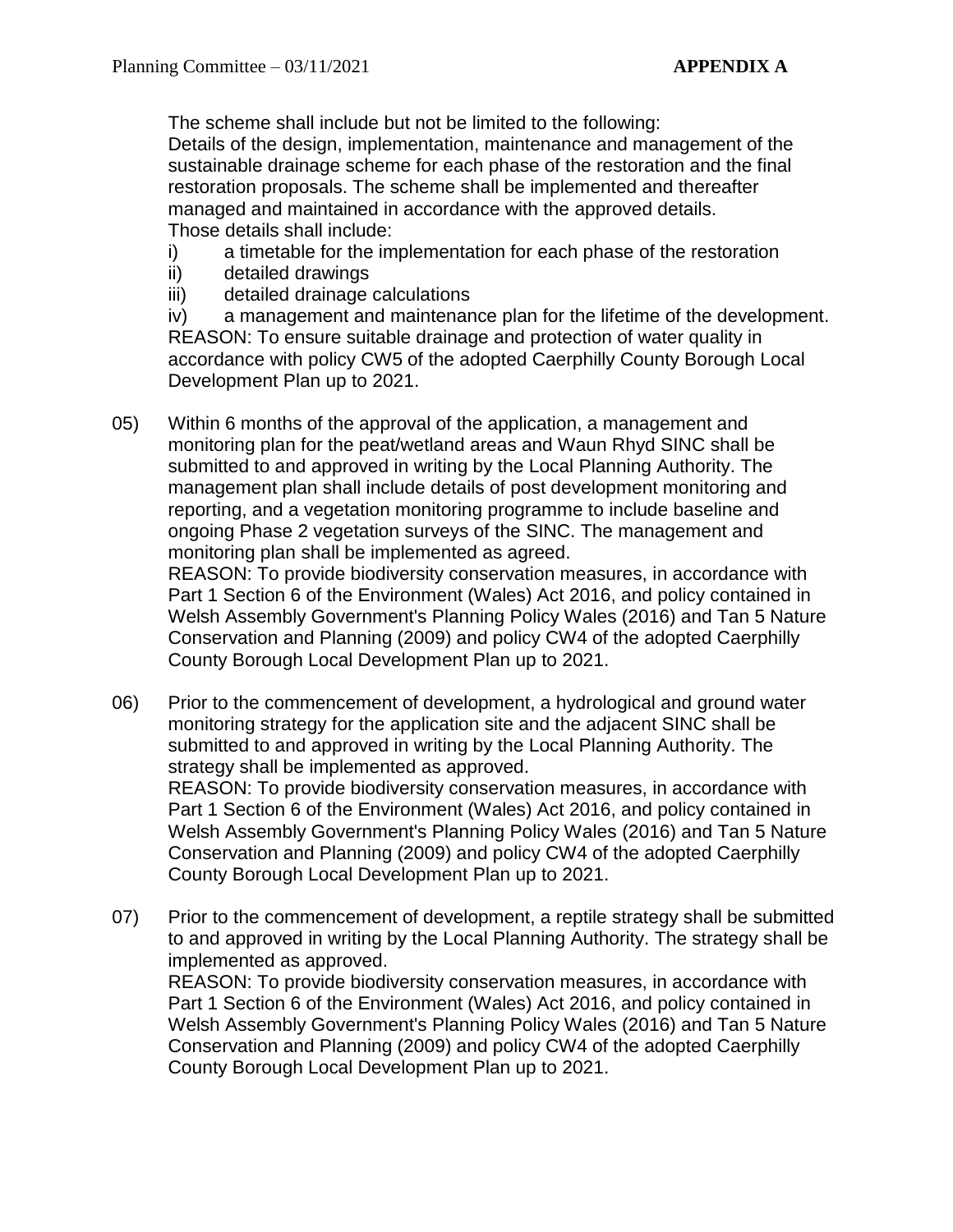The scheme shall include but not be limited to the following:
Details of the design, implementation, maintenance and management of the sustainable drainage scheme for each phase of the restoration and the final restoration proposals. The scheme shall be implemented and thereafter managed and maintained in accordance with the approved details.
Those details shall include:

i) a timetable for the implementation for each phase of the restoration
ii) detailed drawings
iii) detailed drainage calculations
iv) a management and maintenance plan for the lifetime of the development.

REASON: To ensure suitable drainage and protection of water quality in accordance with policy CW5 of the adopted Caerphilly County Borough Local Development Plan up to 2021.

05) Within 6 months of the approval of the application, a management and monitoring plan for the peat/wetland areas and Waun Rhyd SINC shall be submitted to and approved in writing by the Local Planning Authority. The management plan shall include details of post development monitoring and reporting, and a vegetation monitoring programme to include baseline and ongoing Phase 2 vegetation surveys of the SINC. The management and monitoring plan shall be implemented as agreed.
REASON: To provide biodiversity conservation measures, in accordance with Part 1 Section 6 of the Environment (Wales) Act 2016, and policy contained in Welsh Assembly Government's Planning Policy Wales (2016) and Tan 5 Nature Conservation and Planning (2009) and policy CW4 of the adopted Caerphilly County Borough Local Development Plan up to 2021.

06) Prior to the commencement of development, a hydrological and ground water monitoring strategy for the application site and the adjacent SINC shall be submitted to and approved in writing by the Local Planning Authority. The strategy shall be implemented as approved.
REASON: To provide biodiversity conservation measures, in accordance with Part 1 Section 6 of the Environment (Wales) Act 2016, and policy contained in Welsh Assembly Government's Planning Policy Wales (2016) and Tan 5 Nature Conservation and Planning (2009) and policy CW4 of the adopted Caerphilly County Borough Local Development Plan up to 2021.

07) Prior to the commencement of development, a reptile strategy shall be submitted to and approved in writing by the Local Planning Authority. The strategy shall be implemented as approved.
REASON: To provide biodiversity conservation measures, in accordance with Part 1 Section 6 of the Environment (Wales) Act 2016, and policy contained in Welsh Assembly Government's Planning Policy Wales (2016) and Tan 5 Nature Conservation and Planning (2009) and policy CW4 of the adopted Caerphilly County Borough Local Development Plan up to 2021.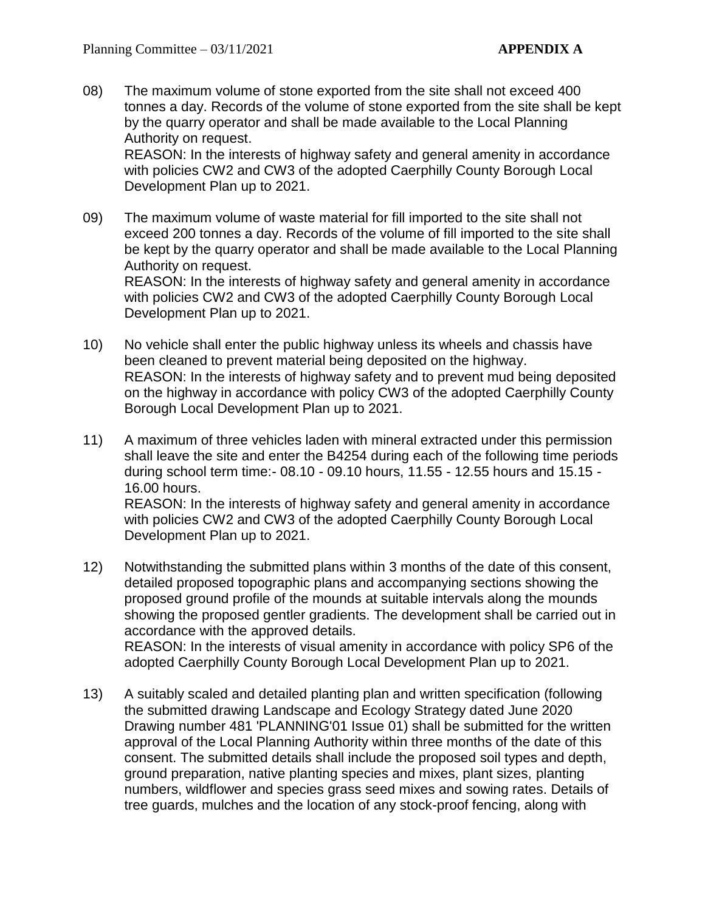08) The maximum volume of stone exported from the site shall not exceed 400 tonnes a day. Records of the volume of stone exported from the site shall be kept by the quarry operator and shall be made available to the Local Planning Authority on request.
REASON: In the interests of highway safety and general amenity in accordance with policies CW2 and CW3 of the adopted Caerphilly County Borough Local Development Plan up to 2021.

09) The maximum volume of waste material for fill imported to the site shall not exceed 200 tonnes a day. Records of the volume of fill imported to the site shall be kept by the quarry operator and shall be made available to the Local Planning Authority on request.
REASON: In the interests of highway safety and general amenity in accordance with policies CW2 and CW3 of the adopted Caerphilly County Borough Local Development Plan up to 2021.

10) No vehicle shall enter the public highway unless its wheels and chassis have been cleaned to prevent material being deposited on the highway.
REASON: In the interests of highway safety and to prevent mud being deposited on the highway in accordance with policy CW3 of the adopted Caerphilly County Borough Local Development Plan up to 2021.

11) A maximum of three vehicles laden with mineral extracted under this permission shall leave the site and enter the B4254 during each of the following time periods during school term time:- 08.10 - 09.10 hours, 11.55 - 12.55 hours and 15.15 - 16.00 hours.
REASON: In the interests of highway safety and general amenity in accordance with policies CW2 and CW3 of the adopted Caerphilly County Borough Local Development Plan up to 2021.

12) Notwithstanding the submitted plans within 3 months of the date of this consent, detailed proposed topographic plans and accompanying sections showing the proposed ground profile of the mounds at suitable intervals along the mounds showing the proposed gentler gradients. The development shall be carried out in accordance with the approved details.
REASON: In the interests of visual amenity in accordance with policy SP6 of the adopted Caerphilly County Borough Local Development Plan up to 2021.

13) A suitably scaled and detailed planting plan and written specification (following the submitted drawing Landscape and Ecology Strategy dated June 2020 Drawing number 481 'PLANNING'01 Issue 01) shall be submitted for the written approval of the Local Planning Authority within three months of the date of this consent. The submitted details shall include the proposed soil types and depth, ground preparation, native planting species and mixes, plant sizes, planting numbers, wildflower and species grass seed mixes and sowing rates. Details of tree guards, mulches and the location of any stock-proof fencing, along with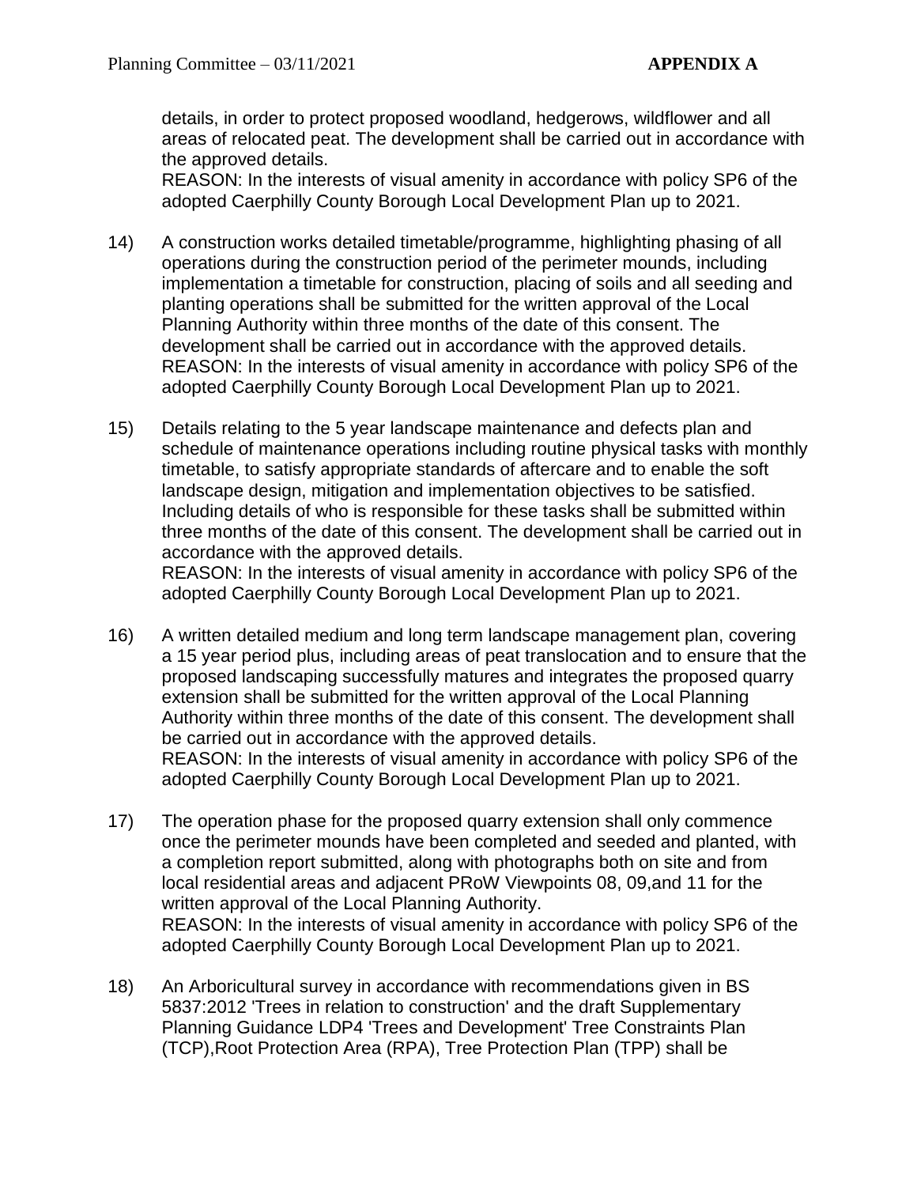details, in order to protect proposed woodland, hedgerows, wildflower and all areas of relocated peat. The development shall be carried out in accordance with the approved details.
REASON: In the interests of visual amenity in accordance with policy SP6 of the adopted Caerphilly County Borough Local Development Plan up to 2021.

14) A construction works detailed timetable/programme, highlighting phasing of all operations during the construction period of the perimeter mounds, including implementation a timetable for construction, placing of soils and all seeding and planting operations shall be submitted for the written approval of the Local Planning Authority within three months of the date of this consent. The development shall be carried out in accordance with the approved details.
REASON: In the interests of visual amenity in accordance with policy SP6 of the adopted Caerphilly County Borough Local Development Plan up to 2021.

15) Details relating to the 5 year landscape maintenance and defects plan and schedule of maintenance operations including routine physical tasks with monthly timetable, to satisfy appropriate standards of aftercare and to enable the soft landscape design, mitigation and implementation objectives to be satisfied. Including details of who is responsible for these tasks shall be submitted within three months of the date of this consent. The development shall be carried out in accordance with the approved details.
REASON: In the interests of visual amenity in accordance with policy SP6 of the adopted Caerphilly County Borough Local Development Plan up to 2021.

16) A written detailed medium and long term landscape management plan, covering a 15 year period plus, including areas of peat translocation and to ensure that the proposed landscaping successfully matures and integrates the proposed quarry extension shall be submitted for the written approval of the Local Planning Authority within three months of the date of this consent. The development shall be carried out in accordance with the approved details.
REASON: In the interests of visual amenity in accordance with policy SP6 of the adopted Caerphilly County Borough Local Development Plan up to 2021.

17) The operation phase for the proposed quarry extension shall only commence once the perimeter mounds have been completed and seeded and planted, with a completion report submitted, along with photographs both on site and from local residential areas and adjacent PRoW Viewpoints 08, 09,and 11 for the written approval of the Local Planning Authority.
REASON: In the interests of visual amenity in accordance with policy SP6 of the adopted Caerphilly County Borough Local Development Plan up to 2021.

18) An Arboricultural survey in accordance with recommendations given in BS 5837:2012 'Trees in relation to construction' and the draft Supplementary Planning Guidance LDP4 'Trees and Development' Tree Constraints Plan (TCP),Root Protection Area (RPA), Tree Protection Plan (TPP) shall be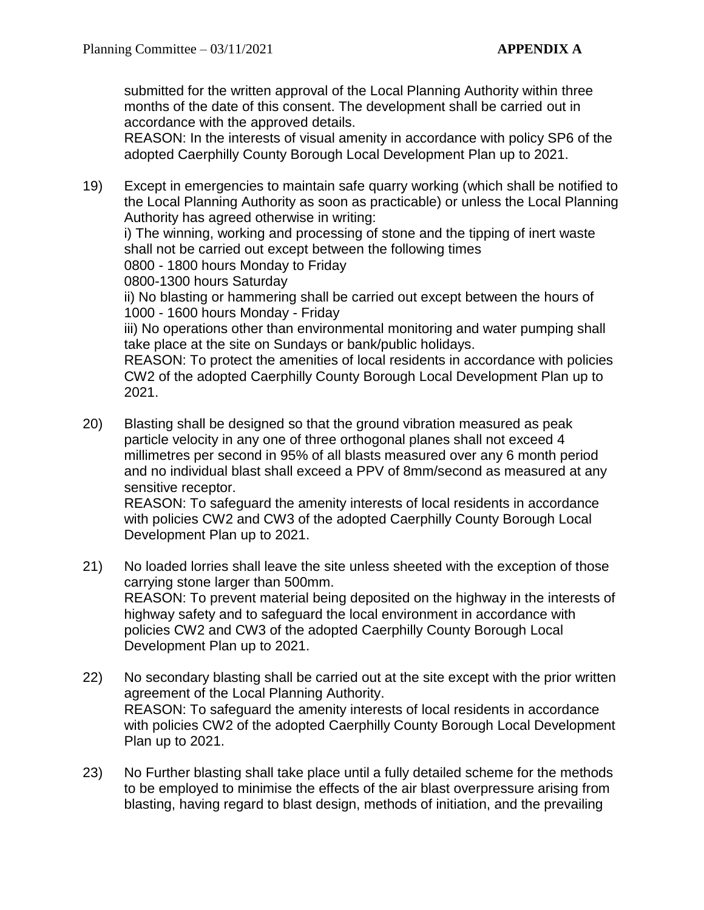submitted for the written approval of the Local Planning Authority within three months of the date of this consent. The development shall be carried out in accordance with the approved details.
REASON: In the interests of visual amenity in accordance with policy SP6 of the adopted Caerphilly County Borough Local Development Plan up to 2021.

19) Except in emergencies to maintain safe quarry working (which shall be notified to the Local Planning Authority as soon as practicable) or unless the Local Planning Authority has agreed otherwise in writing:
i) The winning, working and processing of stone and the tipping of inert waste shall not be carried out except between the following times
0800 - 1800 hours Monday to Friday
0800-1300 hours Saturday
ii) No blasting or hammering shall be carried out except between the hours of 1000 - 1600 hours Monday - Friday
iii) No operations other than environmental monitoring and water pumping shall take place at the site on Sundays or bank/public holidays.
REASON: To protect the amenities of local residents in accordance with policies CW2 of the adopted Caerphilly County Borough Local Development Plan up to 2021.

20) Blasting shall be designed so that the ground vibration measured as peak particle velocity in any one of three orthogonal planes shall not exceed 4 millimetres per second in 95% of all blasts measured over any 6 month period and no individual blast shall exceed a PPV of 8mm/second as measured at any sensitive receptor.
REASON: To safeguard the amenity interests of local residents in accordance with policies CW2 and CW3 of the adopted Caerphilly County Borough Local Development Plan up to 2021.

21) No loaded lorries shall leave the site unless sheeted with the exception of those carrying stone larger than 500mm.
REASON: To prevent material being deposited on the highway in the interests of highway safety and to safeguard the local environment in accordance with policies CW2 and CW3 of the adopted Caerphilly County Borough Local Development Plan up to 2021.

22) No secondary blasting shall be carried out at the site except with the prior written agreement of the Local Planning Authority.
REASON: To safeguard the amenity interests of local residents in accordance with policies CW2 of the adopted Caerphilly County Borough Local Development Plan up to 2021.

23) No Further blasting shall take place until a fully detailed scheme for the methods to be employed to minimise the effects of the air blast overpressure arising from blasting, having regard to blast design, methods of initiation, and the prevailing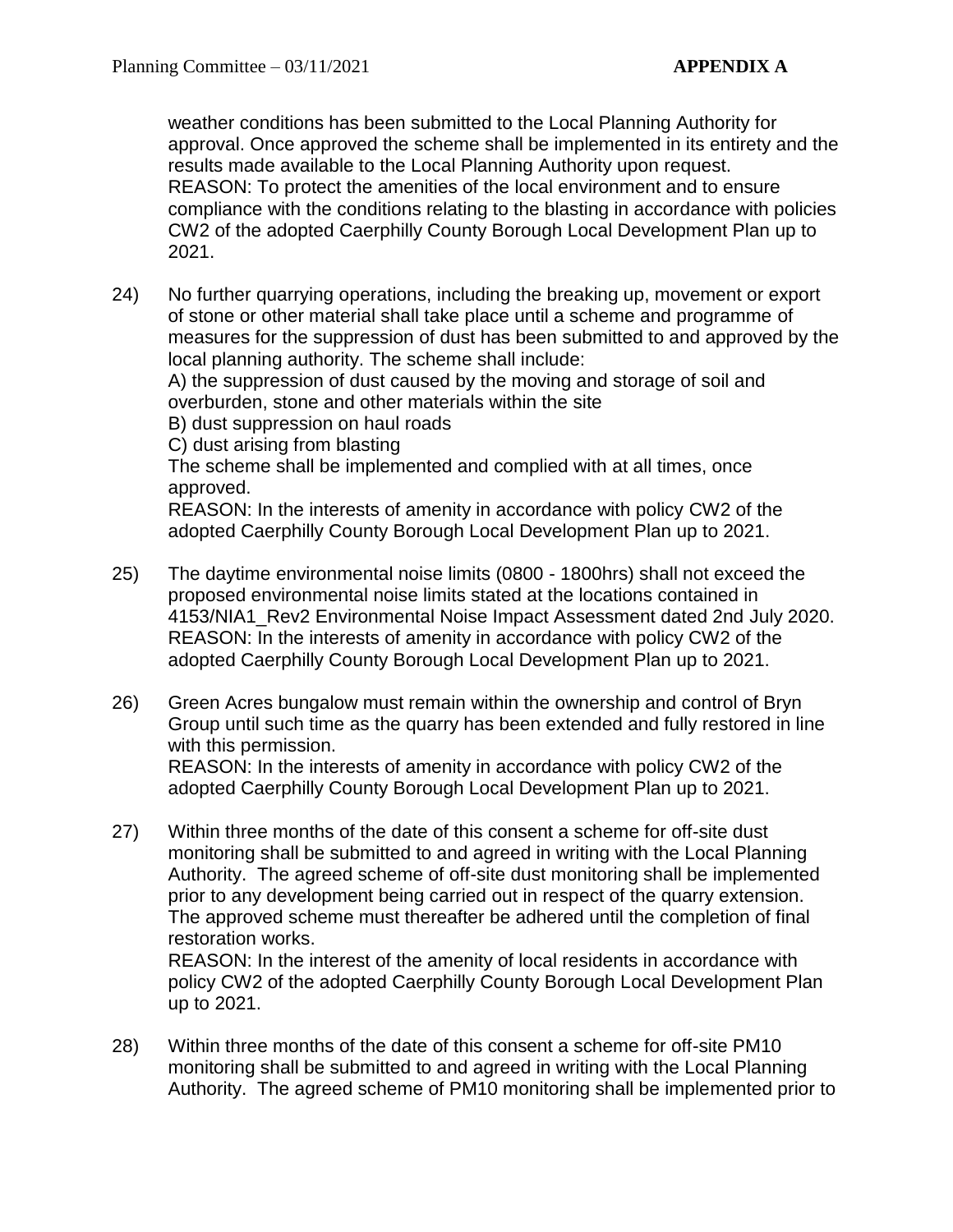weather conditions has been submitted to the Local Planning Authority for approval. Once approved the scheme shall be implemented in its entirety and the results made available to the Local Planning Authority upon request.
REASON: To protect the amenities of the local environment and to ensure compliance with the conditions relating to the blasting in accordance with policies CW2 of the adopted Caerphilly County Borough Local Development Plan up to 2021.

24) No further quarrying operations, including the breaking up, movement or export of stone or other material shall take place until a scheme and programme of measures for the suppression of dust has been submitted to and approved by the local planning authority. The scheme shall include:
A) the suppression of dust caused by the moving and storage of soil and overburden, stone and other materials within the site
B) dust suppression on haul roads
C) dust arising from blasting
The scheme shall be implemented and complied with at all times, once approved.
REASON: In the interests of amenity in accordance with policy CW2 of the adopted Caerphilly County Borough Local Development Plan up to 2021.

25) The daytime environmental noise limits (0800 - 1800hrs) shall not exceed the proposed environmental noise limits stated at the locations contained in 4153/NIA1_Rev2 Environmental Noise Impact Assessment dated 2nd July 2020.
REASON: In the interests of amenity in accordance with policy CW2 of the adopted Caerphilly County Borough Local Development Plan up to 2021.

26) Green Acres bungalow must remain within the ownership and control of Bryn Group until such time as the quarry has been extended and fully restored in line with this permission.
REASON: In the interests of amenity in accordance with policy CW2 of the adopted Caerphilly County Borough Local Development Plan up to 2021.

27) Within three months of the date of this consent a scheme for off-site dust monitoring shall be submitted to and agreed in writing with the Local Planning Authority. The agreed scheme of off-site dust monitoring shall be implemented prior to any development being carried out in respect of the quarry extension. The approved scheme must thereafter be adhered until the completion of final restoration works.
REASON: In the interest of the amenity of local residents in accordance with policy CW2 of the adopted Caerphilly County Borough Local Development Plan up to 2021.

28) Within three months of the date of this consent a scheme for off-site PM10 monitoring shall be submitted to and agreed in writing with the Local Planning Authority. The agreed scheme of PM10 monitoring shall be implemented prior to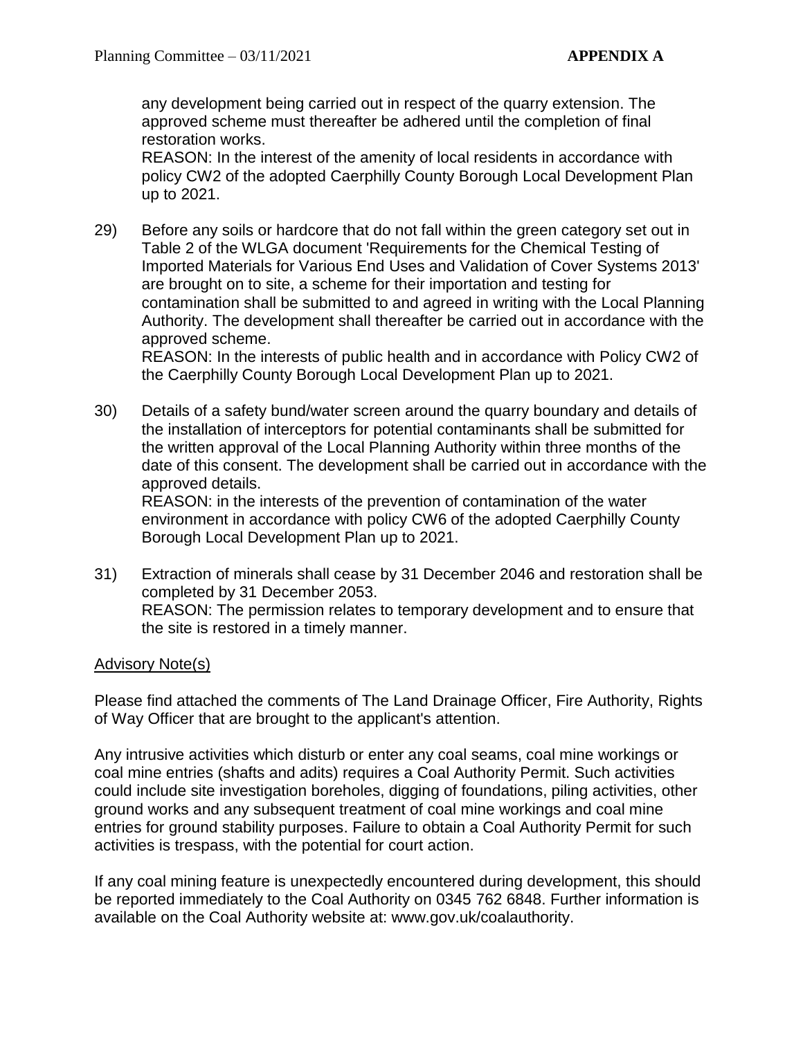any development being carried out in respect of the quarry extension. The approved scheme must thereafter be adhered until the completion of final restoration works.
REASON: In the interest of the amenity of local residents in accordance with policy CW2 of the adopted Caerphilly County Borough Local Development Plan up to 2021.

29) Before any soils or hardcore that do not fall within the green category set out in Table 2 of the WLGA document 'Requirements for the Chemical Testing of Imported Materials for Various End Uses and Validation of Cover Systems 2013' are brought on to site, a scheme for their importation and testing for contamination shall be submitted to and agreed in writing with the Local Planning Authority. The development shall thereafter be carried out in accordance with the approved scheme.
REASON: In the interests of public health and in accordance with Policy CW2 of the Caerphilly County Borough Local Development Plan up to 2021.

30) Details of a safety bund/water screen around the quarry boundary and details of the installation of interceptors for potential contaminants shall be submitted for the written approval of the Local Planning Authority within three months of the date of this consent. The development shall be carried out in accordance with the approved details.
REASON: in the interests of the prevention of contamination of the water environment in accordance with policy CW6 of the adopted Caerphilly County Borough Local Development Plan up to 2021.

31) Extraction of minerals shall cease by 31 December 2046 and restoration shall be completed by 31 December 2053.
REASON: The permission relates to temporary development and to ensure that the site is restored in a timely manner.

Advisory Note(s)

Please find attached the comments of The Land Drainage Officer, Fire Authority, Rights of Way Officer that are brought to the applicant's attention.

Any intrusive activities which disturb or enter any coal seams, coal mine workings or coal mine entries (shafts and adits) requires a Coal Authority Permit. Such activities could include site investigation boreholes, digging of foundations, piling activities, other ground works and any subsequent treatment of coal mine workings and coal mine entries for ground stability purposes. Failure to obtain a Coal Authority Permit for such activities is trespass, with the potential for court action.

If any coal mining feature is unexpectedly encountered during development, this should be reported immediately to the Coal Authority on 0345 762 6848. Further information is available on the Coal Authority website at: www.gov.uk/coalauthority.